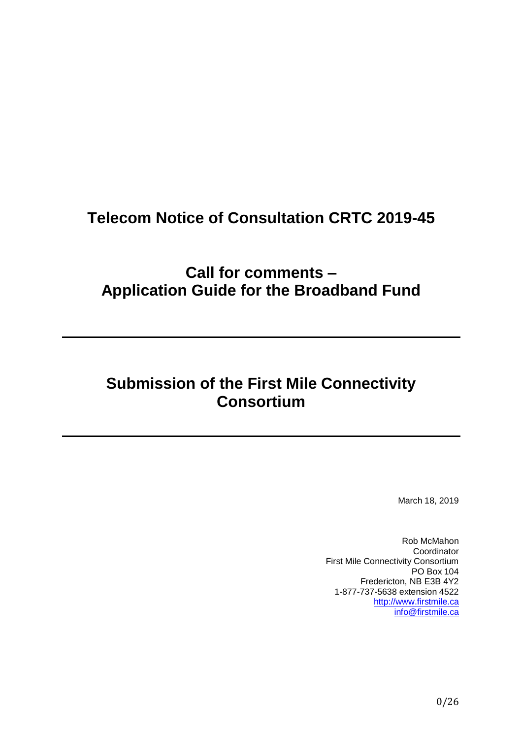# Telecom Notice of Consultation CRTC 2019-45

## Call for comments – Application Guide for the Broadband Fund

---

## Submission of the First Mile Connectivity Consortium

---

March 18, 2019

Rob McMahon
Coordinator
First Mile Connectivity Consortium
PO Box 104
Fredericton, NB E3B 4Y2
1-877-737-5638 extension 4522
http://www.firstmile.ca
info@firstmile.ca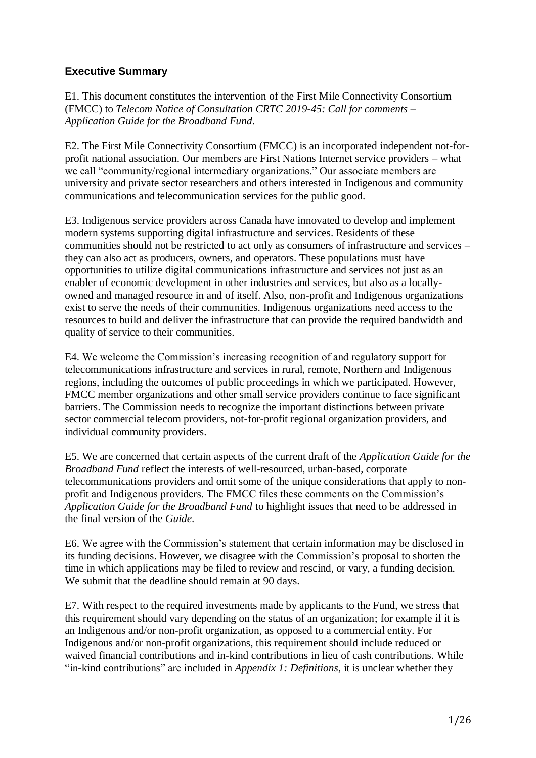## Executive Summary

E1. This document constitutes the intervention of the First Mile Connectivity Consortium (FMCC) to *Telecom Notice of Consultation CRTC 2019-45: Call for comments – Application Guide for the Broadband Fund*.

E2. The First Mile Connectivity Consortium (FMCC) is an incorporated independent not-for-profit national association. Our members are First Nations Internet service providers – what we call "community/regional intermediary organizations." Our associate members are university and private sector researchers and others interested in Indigenous and community communications and telecommunication services for the public good.

E3. Indigenous service providers across Canada have innovated to develop and implement modern systems supporting digital infrastructure and services. Residents of these communities should not be restricted to act only as consumers of infrastructure and services – they can also act as producers, owners, and operators. These populations must have opportunities to utilize digital communications infrastructure and services not just as an enabler of economic development in other industries and services, but also as a locally-owned and managed resource in and of itself. Also, non-profit and Indigenous organizations exist to serve the needs of their communities. Indigenous organizations need access to the resources to build and deliver the infrastructure that can provide the required bandwidth and quality of service to their communities.

E4. We welcome the Commission's increasing recognition of and regulatory support for telecommunications infrastructure and services in rural, remote, Northern and Indigenous regions, including the outcomes of public proceedings in which we participated. However, FMCC member organizations and other small service providers continue to face significant barriers. The Commission needs to recognize the important distinctions between private sector commercial telecom providers, not-for-profit regional organization providers, and individual community providers.

E5. We are concerned that certain aspects of the current draft of the *Application Guide for the Broadband Fund* reflect the interests of well-resourced, urban-based, corporate telecommunications providers and omit some of the unique considerations that apply to non-profit and Indigenous providers. The FMCC files these comments on the Commission's *Application Guide for the Broadband Fund* to highlight issues that need to be addressed in the final version of the *Guide*.

E6. We agree with the Commission's statement that certain information may be disclosed in its funding decisions. However, we disagree with the Commission's proposal to shorten the time in which applications may be filed to review and rescind, or vary, a funding decision. We submit that the deadline should remain at 90 days.

E7. With respect to the required investments made by applicants to the Fund, we stress that this requirement should vary depending on the status of an organization; for example if it is an Indigenous and/or non-profit organization, as opposed to a commercial entity. For Indigenous and/or non-profit organizations, this requirement should include reduced or waived financial contributions and in-kind contributions in lieu of cash contributions. While "in-kind contributions" are included in *Appendix 1: Definitions*, it is unclear whether they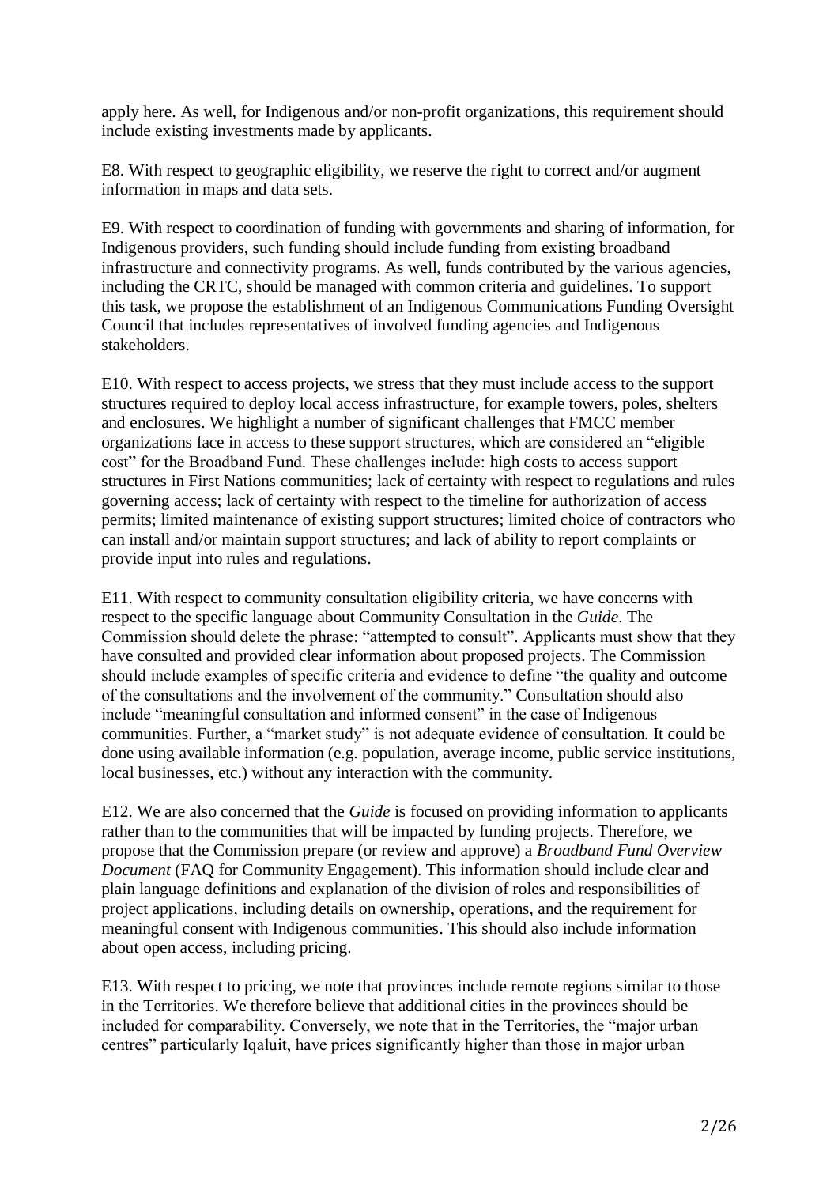apply here. As well, for Indigenous and/or non-profit organizations, this requirement should include existing investments made by applicants.

E8. With respect to geographic eligibility, we reserve the right to correct and/or augment information in maps and data sets.

E9. With respect to coordination of funding with governments and sharing of information, for Indigenous providers, such funding should include funding from existing broadband infrastructure and connectivity programs. As well, funds contributed by the various agencies, including the CRTC, should be managed with common criteria and guidelines. To support this task, we propose the establishment of an Indigenous Communications Funding Oversight Council that includes representatives of involved funding agencies and Indigenous stakeholders.

E10. With respect to access projects, we stress that they must include access to the support structures required to deploy local access infrastructure, for example towers, poles, shelters and enclosures. We highlight a number of significant challenges that FMCC member organizations face in access to these support structures, which are considered an "eligible cost" for the Broadband Fund. These challenges include: high costs to access support structures in First Nations communities; lack of certainty with respect to regulations and rules governing access; lack of certainty with respect to the timeline for authorization of access permits; limited maintenance of existing support structures; limited choice of contractors who can install and/or maintain support structures; and lack of ability to report complaints or provide input into rules and regulations.

E11. With respect to community consultation eligibility criteria, we have concerns with respect to the specific language about Community Consultation in the *Guide*. The Commission should delete the phrase: "attempted to consult". Applicants must show that they have consulted and provided clear information about proposed projects. The Commission should include examples of specific criteria and evidence to define "the quality and outcome of the consultations and the involvement of the community." Consultation should also include "meaningful consultation and informed consent" in the case of Indigenous communities. Further, a "market study" is not adequate evidence of consultation. It could be done using available information (e.g. population, average income, public service institutions, local businesses, etc.) without any interaction with the community.

E12. We are also concerned that the *Guide* is focused on providing information to applicants rather than to the communities that will be impacted by funding projects. Therefore, we propose that the Commission prepare (or review and approve) a *Broadband Fund Overview Document* (FAQ for Community Engagement). This information should include clear and plain language definitions and explanation of the division of roles and responsibilities of project applications, including details on ownership, operations, and the requirement for meaningful consent with Indigenous communities. This should also include information about open access, including pricing.

E13. With respect to pricing, we note that provinces include remote regions similar to those in the Territories. We therefore believe that additional cities in the provinces should be included for comparability. Conversely, we note that in the Territories, the "major urban centres" particularly Iqaluit, have prices significantly higher than those in major urban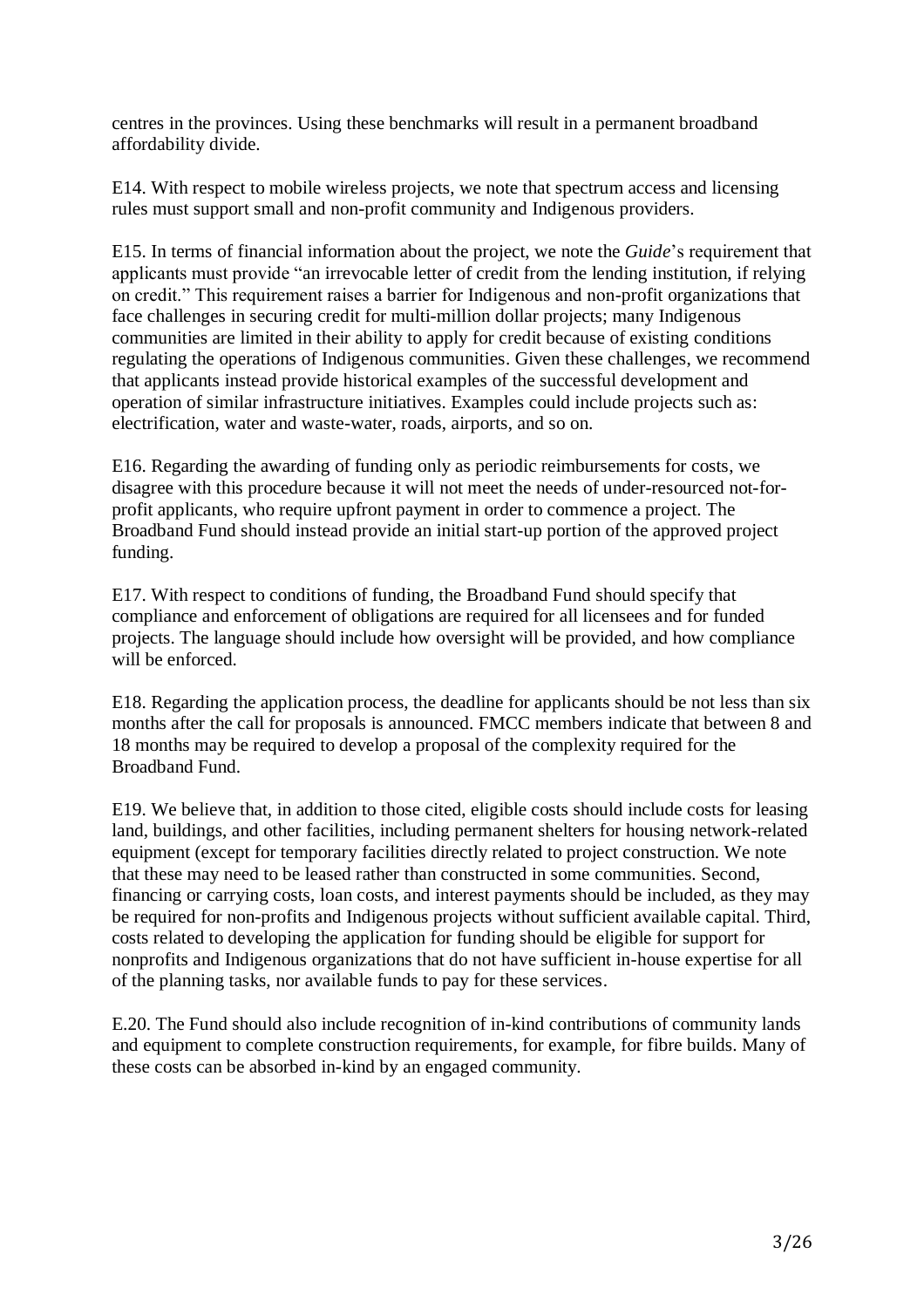centres in the provinces. Using these benchmarks will result in a permanent broadband affordability divide.

E14. With respect to mobile wireless projects, we note that spectrum access and licensing rules must support small and non-profit community and Indigenous providers.

E15. In terms of financial information about the project, we note the *Guide*'s requirement that applicants must provide "an irrevocable letter of credit from the lending institution, if relying on credit." This requirement raises a barrier for Indigenous and non-profit organizations that face challenges in securing credit for multi-million dollar projects; many Indigenous communities are limited in their ability to apply for credit because of existing conditions regulating the operations of Indigenous communities. Given these challenges, we recommend that applicants instead provide historical examples of the successful development and operation of similar infrastructure initiatives. Examples could include projects such as: electrification, water and waste-water, roads, airports, and so on.

E16. Regarding the awarding of funding only as periodic reimbursements for costs, we disagree with this procedure because it will not meet the needs of under-resourced not-for-profit applicants, who require upfront payment in order to commence a project. The Broadband Fund should instead provide an initial start-up portion of the approved project funding.

E17. With respect to conditions of funding, the Broadband Fund should specify that compliance and enforcement of obligations are required for all licensees and for funded projects. The language should include how oversight will be provided, and how compliance will be enforced.

E18. Regarding the application process, the deadline for applicants should be not less than six months after the call for proposals is announced. FMCC members indicate that between 8 and 18 months may be required to develop a proposal of the complexity required for the Broadband Fund.

E19. We believe that, in addition to those cited, eligible costs should include costs for leasing land, buildings, and other facilities, including permanent shelters for housing network-related equipment (except for temporary facilities directly related to project construction. We note that these may need to be leased rather than constructed in some communities. Second, financing or carrying costs, loan costs, and interest payments should be included, as they may be required for non-profits and Indigenous projects without sufficient available capital. Third, costs related to developing the application for funding should be eligible for support for nonprofits and Indigenous organizations that do not have sufficient in-house expertise for all of the planning tasks, nor available funds to pay for these services.

E.20. The Fund should also include recognition of in-kind contributions of community lands and equipment to complete construction requirements, for example, for fibre builds. Many of these costs can be absorbed in-kind by an engaged community.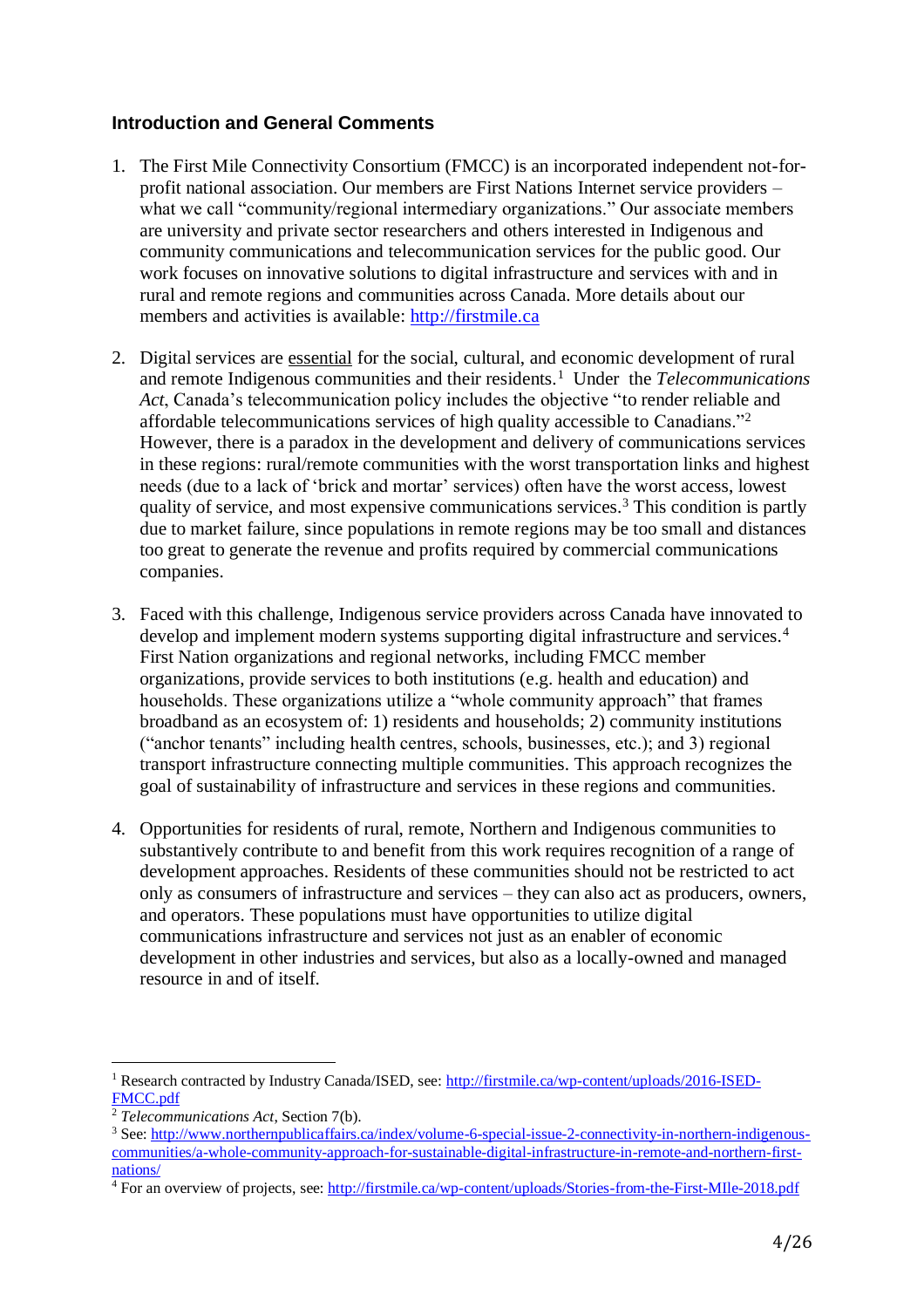### Introduction and General Comments

1. The First Mile Connectivity Consortium (FMCC) is an incorporated independent not-for-profit national association. Our members are First Nations Internet service providers – what we call "community/regional intermediary organizations." Our associate members are university and private sector researchers and others interested in Indigenous and community communications and telecommunications services for the public good. Our work focuses on innovative solutions to digital infrastructure and services with and in rural and remote regions and communities across Canada. More details about our members and activities is available: http://firstmile.ca

2. Digital services are essential for the social, cultural, and economic development of rural and remote Indigenous communities and their residents.[1] Under the *Telecommunications Act*, Canada's telecommunication policy includes the objective "to render reliable and affordable telecommunications services of high quality accessible to Canadians."[2] However, there is a paradox in the development and delivery of communications services in these regions: rural/remote communities with the worst transportation links and highest needs (due to a lack of 'brick and mortar' services) often have the worst access, lowest quality of service, and most expensive communications services.[3] This condition is partly due to market failure, since populations in remote regions may be too small and distances too great to generate the revenue and profits required by commercial communications companies.

3. Faced with this challenge, Indigenous service providers across Canada have innovated to develop and implement modern systems supporting digital infrastructure and services.[4] First Nation organizations and regional networks, including FMCC member organizations, provide services to both institutions (e.g. health and education) and households. These organizations utilize a "whole community approach" that frames broadband as an ecosystem of: 1) residents and households; 2) community institutions ("anchor tenants" including health centres, schools, businesses, etc.); and 3) regional transport infrastructure connecting multiple communities. This approach recognizes the goal of sustainability of infrastructure and services in these regions and communities.

4. Opportunities for residents of rural, remote, Northern and Indigenous communities to substantively contribute to and benefit from this work requires recognition of a range of development approaches. Residents of these communities should not be restricted to act only as consumers of infrastructure and services – they can also act as producers, owners, and operators. These populations must have opportunities to utilize digital communications infrastructure and services not just as an enabler of economic development in other industries and services, but also as a locally-owned and managed resource in and of itself.

---

[1] Research contracted by Industry Canada/ISED, see: http://firstmile.ca/wp-content/uploads/2016-ISED-FMCC.pdf

[2] *Telecommunications Act*, Section 7(b).

[3] See: http://www.northernpublicaffairs.ca/index/volume-6-special-issue-2-connectivity-in-northern-indigenous-communities/a-whole-community-approach-for-sustainable-digital-infrastructure-in-remote-and-northern-first-nations/

[4] For an overview of projects, see: http://firstmile.ca/wp-content/uploads/Stories-from-the-First-MIle-2018.pdf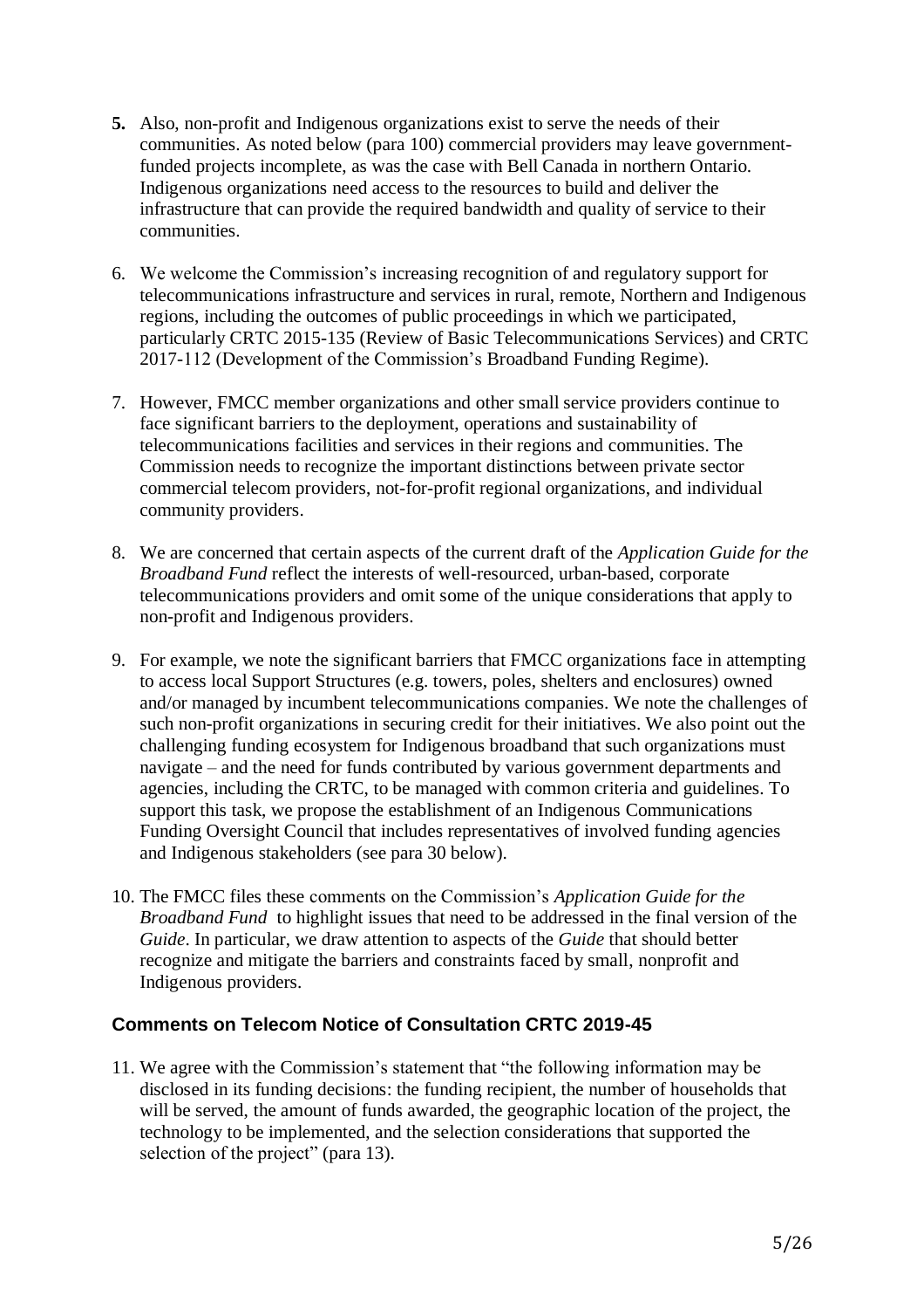**5.** Also, non-profit and Indigenous organizations exist to serve the needs of their communities. As noted below (para 100) commercial providers may leave government-funded projects incomplete, as was the case with Bell Canada in northern Ontario. Indigenous organizations need access to the resources to build and deliver the infrastructure that can provide the required bandwidth and quality of service to their communities.

6. We welcome the Commission's increasing recognition of and regulatory support for telecommunications infrastructure and services in rural, remote, Northern and Indigenous regions, including the outcomes of public proceedings in which we participated, particularly CRTC 2015-135 (Review of Basic Telecommunications Services) and CRTC 2017-112 (Development of the Commission's Broadband Funding Regime).

7. However, FMCC member organizations and other small service providers continue to face significant barriers to the deployment, operations and sustainability of telecommunications facilities and services in their regions and communities. The Commission needs to recognize the important distinctions between private sector commercial telecom providers, not-for-profit regional organizations, and individual community providers.

8. We are concerned that certain aspects of the current draft of the *Application Guide for the Broadband Fund* reflect the interests of well-resourced, urban-based, corporate telecommunications providers and omit some of the unique considerations that apply to non-profit and Indigenous providers.

9. For example, we note the significant barriers that FMCC organizations face in attempting to access local Support Structures (e.g. towers, poles, shelters and enclosures) owned and/or managed by incumbent telecommunications companies. We note the challenges of such non-profit organizations in securing credit for their initiatives. We also point out the challenging funding ecosystem for Indigenous broadband that such organizations must navigate – and the need for funds contributed by various government departments and agencies, including the CRTC, to be managed with common criteria and guidelines. To support this task, we propose the establishment of an Indigenous Communications Funding Oversight Council that includes representatives of involved funding agencies and Indigenous stakeholders (see para 30 below).

10. The FMCC files these comments on the Commission's *Application Guide for the Broadband Fund* to highlight issues that need to be addressed in the final version of the *Guide*. In particular, we draw attention to aspects of the *Guide* that should better recognize and mitigate the barriers and constraints faced by small, nonprofit and Indigenous providers.

### Comments on Telecom Notice of Consultation CRTC 2019-45

11. We agree with the Commission's statement that "the following information may be disclosed in its funding decisions: the funding recipient, the number of households that will be served, the amount of funds awarded, the geographic location of the project, the technology to be implemented, and the selection considerations that supported the selection of the project" (para 13).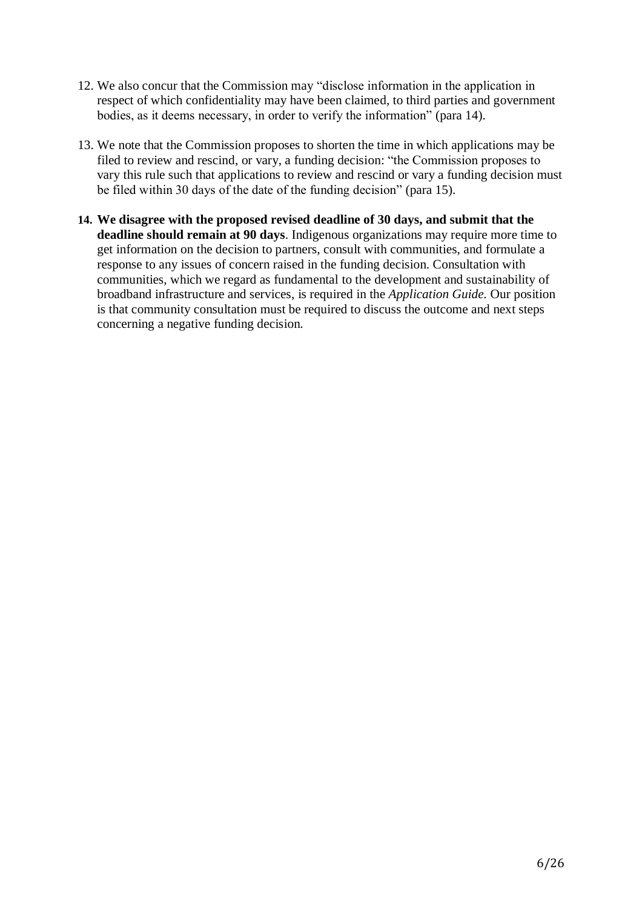12. We also concur that the Commission may "disclose information in the application in respect of which confidentiality may have been claimed, to third parties and government bodies, as it deems necessary, in order to verify the information" (para 14).

13. We note that the Commission proposes to shorten the time in which applications may be filed to review and rescind, or vary, a funding decision: "the Commission proposes to vary this rule such that applications to review and rescind or vary a funding decision must be filed within 30 days of the date of the funding decision" (para 15).

14. **We disagree with the proposed revised deadline of 30 days, and submit that the deadline should remain at 90 days**. Indigenous organizations may require more time to get information on the decision to partners, consult with communities, and formulate a response to any issues of concern raised in the funding decision. Consultation with communities, which we regard as fundamental to the development and sustainability of broadband infrastructure and services, is required in the *Application Guide.* Our position is that community consultation must be required to discuss the outcome and next steps concerning a negative funding decision.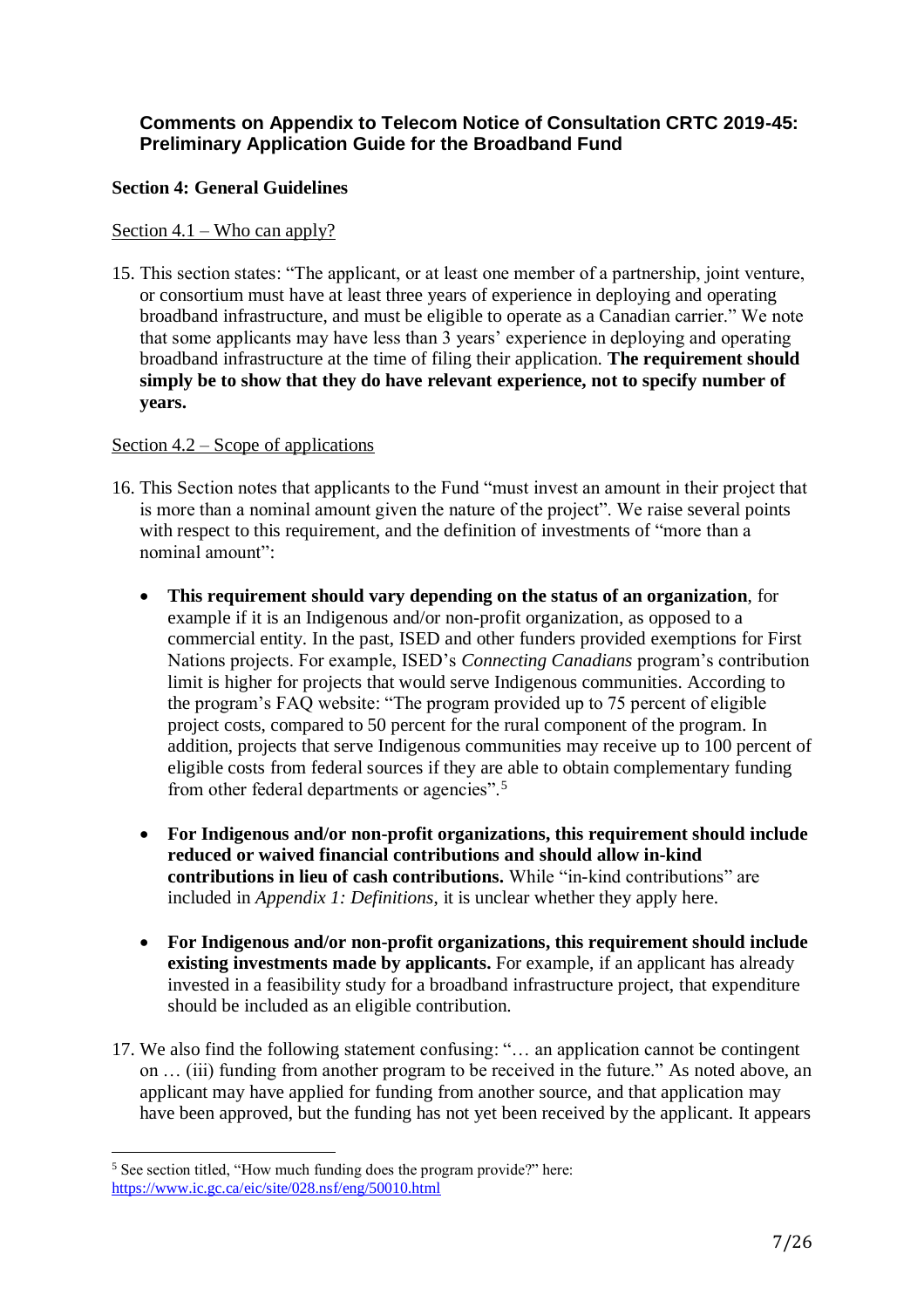## Comments on Appendix to Telecom Notice of Consultation CRTC 2019-45: Preliminary Application Guide for the Broadband Fund

### Section 4: General Guidelines

Section 4.1 – Who can apply?

15. This section states: "The applicant, or at least one member of a partnership, joint venture, or consortium must have at least three years of experience in deploying and operating broadband infrastructure, and must be eligible to operate as a Canadian carrier." We note that some applicants may have less than 3 years' experience in deploying and operating broadband infrastructure at the time of filing their application. **The requirement should simply be to show that they do have relevant experience, not to specify number of years.**

Section 4.2 – Scope of applications

16. This Section notes that applicants to the Fund "must invest an amount in their project that is more than a nominal amount given the nature of the project". We raise several points with respect to this requirement, and the definition of investments of "more than a nominal amount":

    - **This requirement should vary depending on the status of an organization**, for example if it is an Indigenous and/or non-profit organization, as opposed to a commercial entity. In the past, ISED and other funders provided exemptions for First Nations projects. For example, ISED's *Connecting Canadians* program's contribution limit is higher for projects that would serve Indigenous communities. According to the program's FAQ website: "The program provided up to 75 percent of eligible project costs, compared to 50 percent for the rural component of the program. In addition, projects that serve Indigenous communities may receive up to 100 percent of eligible costs from federal sources if they are able to obtain complementary funding from other federal departments or agencies".[5]
    - **For Indigenous and/or non-profit organizations, this requirement should include reduced or waived financial contributions and should allow in-kind contributions in lieu of cash contributions.** While "in-kind contributions" are included in *Appendix 1: Definitions*, it is unclear whether they apply here.
    - **For Indigenous and/or non-profit organizations, this requirement should include existing investments made by applicants.** For example, if an applicant has already invested in a feasibility study for a broadband infrastructure project, that expenditure should be included as an eligible contribution.

17. We also find the following statement confusing: "… an application cannot be contingent on … (iii) funding from another program to be received in the future." As noted above, an applicant may have applied for funding from another source, and that application may have been approved, but the funding has not yet been received by the applicant. It appears

[5] See section titled, "How much funding does the program provide?" here: https://www.ic.gc.ca/eic/site/028.nsf/eng/50010.html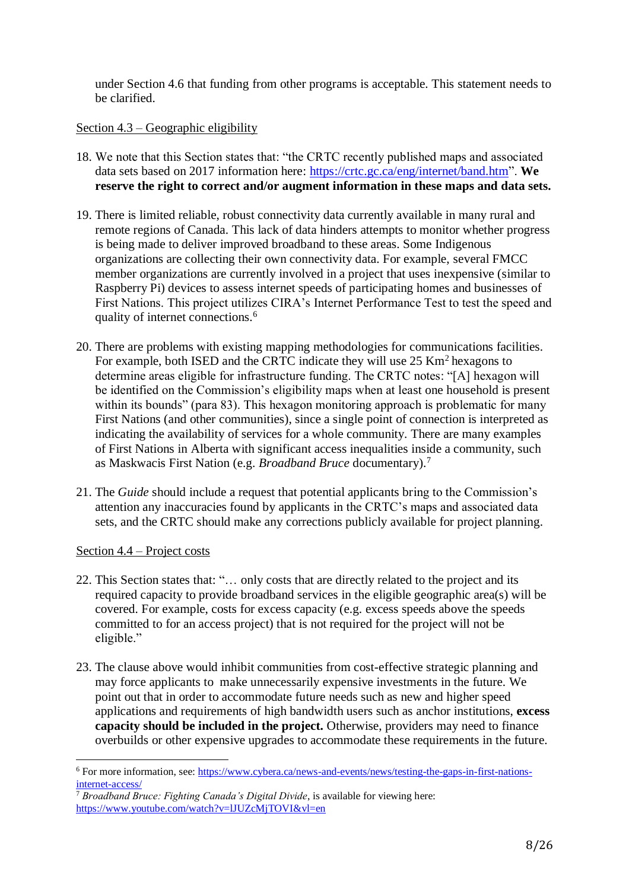under Section 4.6 that funding from other programs is acceptable. This statement needs to be clarified.

<u>Section 4.3 – Geographic eligibility</u>

18. We note that this Section states that: "the CRTC recently published maps and associated data sets based on 2017 information here: https://crtc.gc.ca/eng/internet/band.htm". **We reserve the right to correct and/or augment information in these maps and data sets.**

19. There is limited reliable, robust connectivity data currently available in many rural and remote regions of Canada. This lack of data hinders attempts to monitor whether progress is being made to deliver improved broadband to these areas. Some Indigenous organizations are collecting their own connectivity data. For example, several FMCC member organizations are currently involved in a project that uses inexpensive (similar to Raspberry Pi) devices to assess internet speeds of participating homes and businesses of First Nations. This project utilizes CIRA's Internet Performance Test to test the speed and quality of internet connections.[6]

20. There are problems with existing mapping methodologies for communications facilities. For example, both ISED and the CRTC indicate they will use 25 $Km^2$ hexagons to determine areas eligible for infrastructure funding. The CRTC notes: "[A] hexagon will be identified on the Commission's eligibility maps when at least one household is present within its bounds" (para 83). This hexagon monitoring approach is problematic for many First Nations (and other communities), since a single point of connection is interpreted as indicating the availability of services for a whole community. There are many examples of First Nations in Alberta with significant access inequalities inside a community, such as Maskwacis First Nation (e.g. *Broadband Bruce* documentary).[7]

21. The *Guide* should include a request that potential applicants bring to the Commission's attention any inaccuracies found by applicants in the CRTC's maps and associated data sets, and the CRTC should make any corrections publicly available for project planning.

<u>Section 4.4 – Project costs</u>

22. This Section states that: "… only costs that are directly related to the project and its required capacity to provide broadband services in the eligible geographic area(s) will be covered. For example, costs for excess capacity (e.g. excess speeds above the speeds committed to for an access project) that is not required for the project will not be eligible."

23. The clause above would inhibit communities from cost-effective strategic planning and may force applicants to make unnecessarily expensive investments in the future. We point out that in order to accommodate future needs such as new and higher speed applications and requirements of high bandwidth users such as anchor institutions, **excess capacity should be included in the project.** Otherwise, providers may need to finance overbuilds or other expensive upgrades to accommodate these requirements in the future.

---

[6] For more information, see: https://www.cybera.ca/news-and-events/news/testing-the-gaps-in-first-nations-internet-access/

[7] *Broadband Bruce: Fighting Canada's Digital Divide*, is available for viewing here: https://www.youtube.com/watch?v=lJUZcMjTOVI&vl=en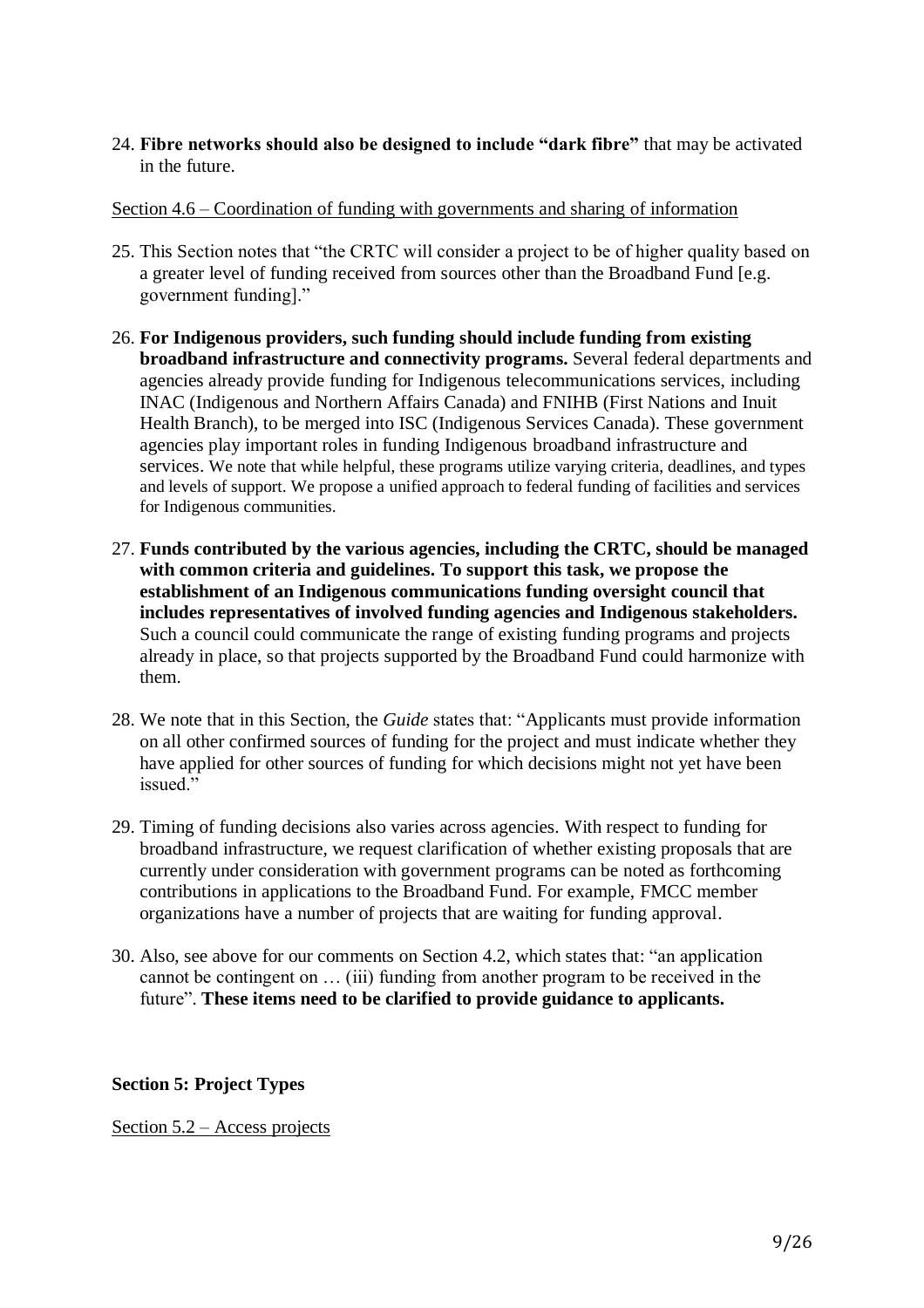24. **Fibre networks should also be designed to include "dark fibre"** that may be activated in the future.

Section 4.6 – Coordination of funding with governments and sharing of information

25. This Section notes that "the CRTC will consider a project to be of higher quality based on a greater level of funding received from sources other than the Broadband Fund [e.g. government funding]."

26. **For Indigenous providers, such funding should include funding from existing broadband infrastructure and connectivity programs.** Several federal departments and agencies already provide funding for Indigenous telecommunications services, including INAC (Indigenous and Northern Affairs Canada) and FNIHB (First Nations and Inuit Health Branch), to be merged into ISC (Indigenous Services Canada). These government agencies play important roles in funding Indigenous broadband infrastructure and services. We note that while helpful, these programs utilize varying criteria, deadlines, and types and levels of support. We propose a unified approach to federal funding of facilities and services for Indigenous communities.

27. **Funds contributed by the various agencies, including the CRTC, should be managed with common criteria and guidelines. To support this task, we propose the establishment of an Indigenous communications funding oversight council that includes representatives of involved funding agencies and Indigenous stakeholders.** Such a council could communicate the range of existing funding programs and projects already in place, so that projects supported by the Broadband Fund could harmonize with them.

28. We note that in this Section, the *Guide* states that: "Applicants must provide information on all other confirmed sources of funding for the project and must indicate whether they have applied for other sources of funding for which decisions might not yet have been issued."

29. Timing of funding decisions also varies across agencies. With respect to funding for broadband infrastructure, we request clarification of whether existing proposals that are currently under consideration with government programs can be noted as forthcoming contributions in applications to the Broadband Fund. For example, FMCC member organizations have a number of projects that are waiting for funding approval.

30. Also, see above for our comments on Section 4.2, which states that: "an application cannot be contingent on … (iii) funding from another program to be received in the future". **These items need to be clarified to provide guidance to applicants.**

**Section 5: Project Types**

Section 5.2 – Access projects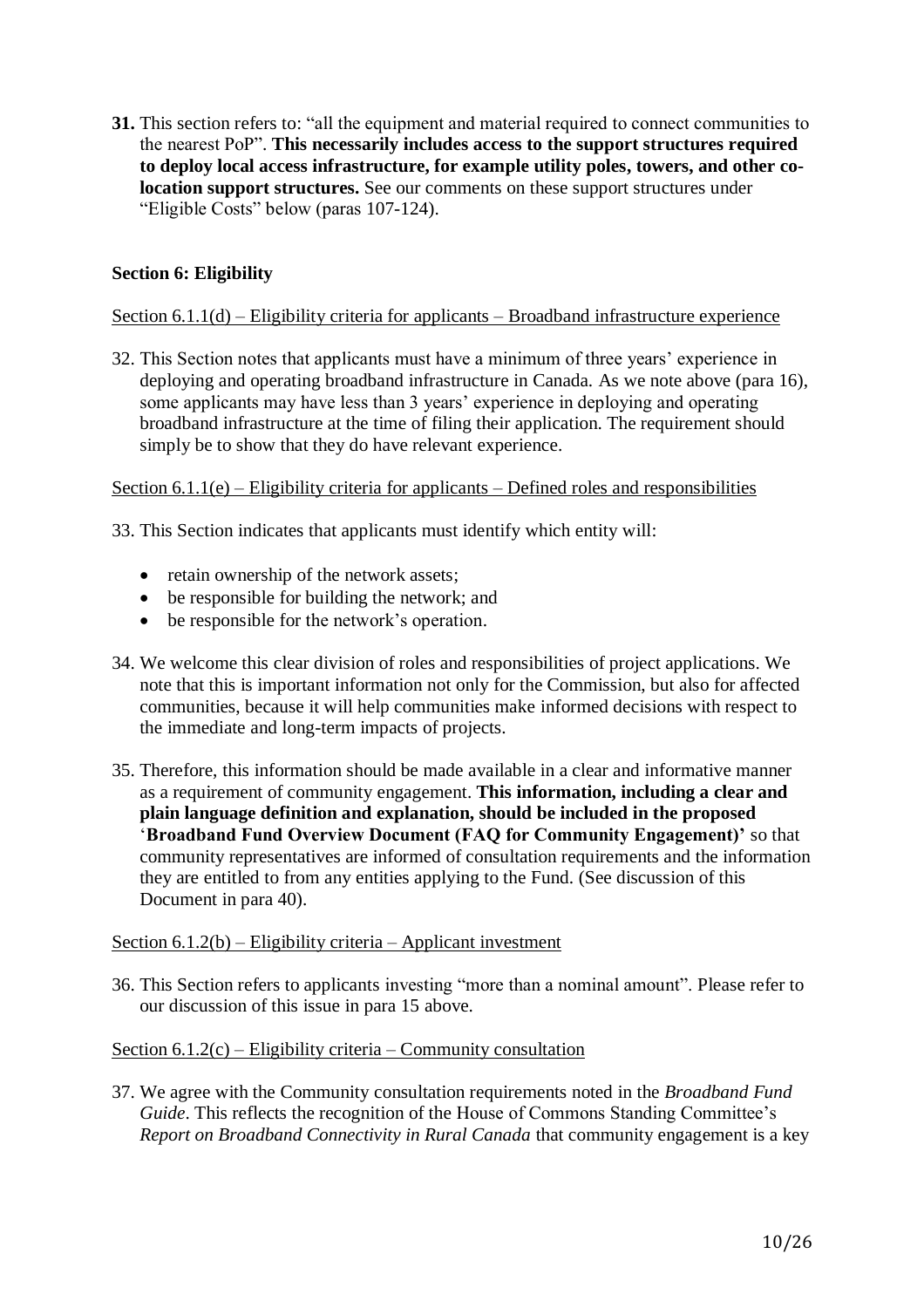**31.** This section refers to: "all the equipment and material required to connect communities to the nearest PoP". **This necessarily includes access to the support structures required to deploy local access infrastructure, for example utility poles, towers, and other co-location support structures.** See our comments on these support structures under "Eligible Costs" below (paras 107-124).

**Section 6: Eligibility**

<u>Section 6.1.1(d) – Eligibility criteria for applicants – Broadband infrastructure experience</u>

32. This Section notes that applicants must have a minimum of three years' experience in deploying and operating broadband infrastructure in Canada. As we note above (para 16), some applicants may have less than 3 years' experience in deploying and operating broadband infrastructure at the time of filing their application. The requirement should simply be to show that they do have relevant experience.

<u>Section 6.1.1(e) – Eligibility criteria for applicants – Defined roles and responsibilities</u>

33. This Section indicates that applicants must identify which entity will:

- retain ownership of the network assets;
- be responsible for building the network; and
- be responsible for the network's operation.

34. We welcome this clear division of roles and responsibilities of project applications. We note that this is important information not only for the Commission, but also for affected communities, because it will help communities make informed decisions with respect to the immediate and long-term impacts of projects.

35. Therefore, this information should be made available in a clear and informative manner as a requirement of community engagement. **This information, including a clear and plain language definition and explanation, should be included in the proposed 'Broadband Fund Overview Document (FAQ for Community Engagement)'** so that community representatives are informed of consultation requirements and the information they are entitled to from any entities applying to the Fund. (See discussion of this Document in para 40).

<u>Section 6.1.2(b) – Eligibility criteria – Applicant investment</u>

36. This Section refers to applicants investing "more than a nominal amount". Please refer to our discussion of this issue in para 15 above.

<u>Section 6.1.2(c) – Eligibility criteria – Community consultation</u>

37. We agree with the Community consultation requirements noted in the *Broadband Fund Guide*. This reflects the recognition of the House of Commons Standing Committee's *Report on Broadband Connectivity in Rural Canada* that community engagement is a key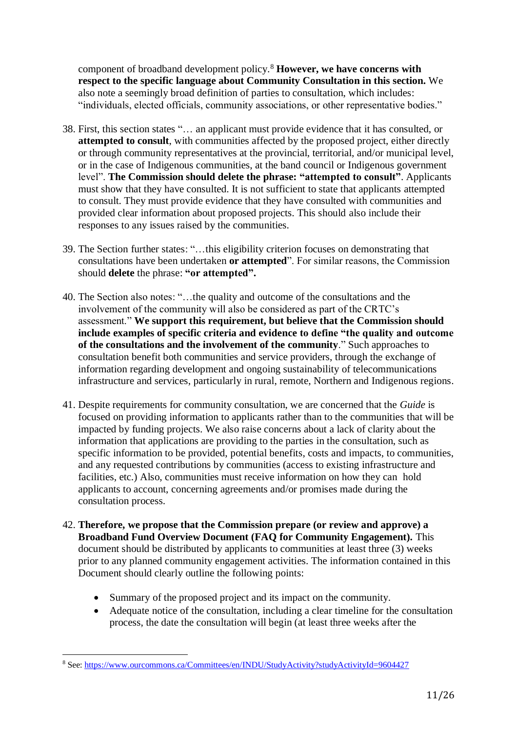component of broadband development policy.[8] **However, we have concerns with respect to the specific language about Community Consultation in this section.** We also note a seemingly broad definition of parties to consultation, which includes: "individuals, elected officials, community associations, or other representative bodies."

38. First, this section states "… an applicant must provide evidence that it has consulted, or **attempted to consult**, with communities affected by the proposed project, either directly or through community representatives at the provincial, territorial, and/or municipal level, or in the case of Indigenous communities, at the band council or Indigenous government level". **The Commission should delete the phrase: "attempted to consult"**. Applicants must show that they have consulted. It is not sufficient to state that applicants attempted to consult. They must provide evidence that they have consulted with communities and provided clear information about proposed projects. This should also include their responses to any issues raised by the communities.

39. The Section further states: "…this eligibility criterion focuses on demonstrating that consultations have been undertaken **or attempted**". For similar reasons, the Commission should **delete** the phrase: **"or attempted".**

40. The Section also notes: "…the quality and outcome of the consultations and the involvement of the community will also be considered as part of the CRTC's assessment." **We support this requirement, but believe that the Commission should include examples of specific criteria and evidence to define "the quality and outcome of the consultations and the involvement of the community**." Such approaches to consultation benefit both communities and service providers, through the exchange of information regarding development and ongoing sustainability of telecommunications infrastructure and services, particularly in rural, remote, Northern and Indigenous regions.

41. Despite requirements for community consultation, we are concerned that the *Guide* is focused on providing information to applicants rather than to the communities that will be impacted by funding projects. We also raise concerns about a lack of clarity about the information that applications are providing to the parties in the consultation, such as specific information to be provided, potential benefits, costs and impacts, to communities, and any requested contributions by communities (access to existing infrastructure and facilities, etc.) Also, communities must receive information on how they can hold applicants to account, concerning agreements and/or promises made during the consultation process.

42. **Therefore, we propose that the Commission prepare (or review and approve) a Broadband Fund Overview Document (FAQ for Community Engagement).** This document should be distributed by applicants to communities at least three (3) weeks prior to any planned community engagement activities. The information contained in this Document should clearly outline the following points:

    - Summary of the proposed project and its impact on the community.
    - Adequate notice of the consultation, including a clear timeline for the consultation process, the date the consultation will begin (at least three weeks after the

[8] See: https://www.ourcommons.ca/Committees/en/INDU/StudyActivity?studyActivityId=9604427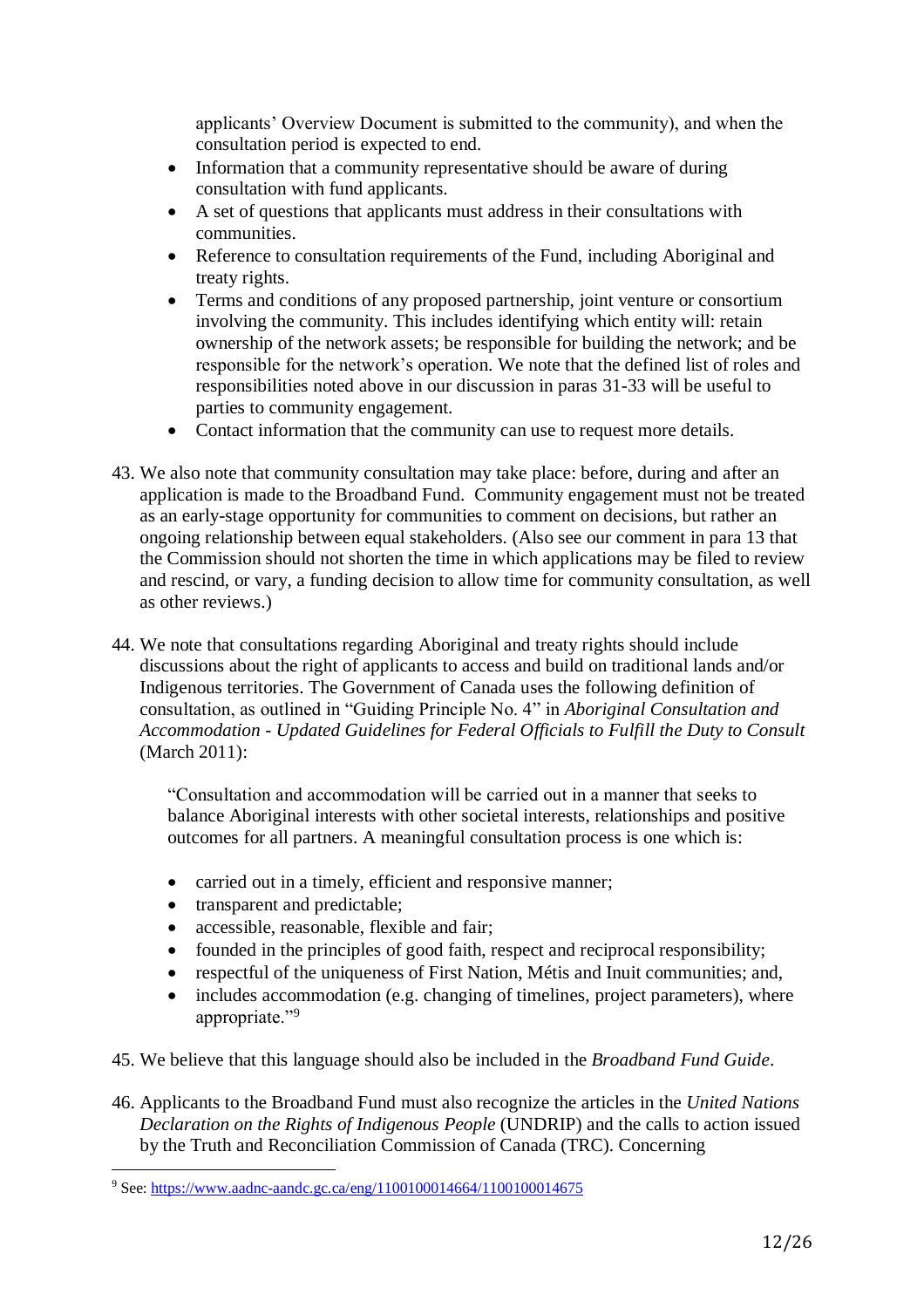applicants' Overview Document is submitted to the community), and when the consultation period is expected to end.

- Information that a community representative should be aware of during consultation with fund applicants.
- A set of questions that applicants must address in their consultations with communities.
- Reference to consultation requirements of the Fund, including Aboriginal and treaty rights.
- Terms and conditions of any proposed partnership, joint venture or consortium involving the community. This includes identifying which entity will: retain ownership of the network assets; be responsible for building the network; and be responsible for the network's operation. We note that the defined list of roles and responsibilities noted above in our discussion in paras 31-33 will be useful to parties to community engagement.
- Contact information that the community can use to request more details.

43. We also note that community consultation may take place: before, during and after an application is made to the Broadband Fund. Community engagement must not be treated as an early-stage opportunity for communities to comment on decisions, but rather an ongoing relationship between equal stakeholders. (Also see our comment in para 13 that the Commission should not shorten the time in which applications may be filed to review and rescind, or vary, a funding decision to allow time for community consultation, as well as other reviews.)

44. We note that consultations regarding Aboriginal and treaty rights should include discussions about the right of applicants to access and build on traditional lands and/or Indigenous territories. The Government of Canada uses the following definition of consultation, as outlined in "Guiding Principle No. 4" in *Aboriginal Consultation and Accommodation - Updated Guidelines for Federal Officials to Fulfill the Duty to Consult* (March 2011):

   "Consultation and accommodation will be carried out in a manner that seeks to balance Aboriginal interests with other societal interests, relationships and positive outcomes for all partners. A meaningful consultation process is one which is:

   - carried out in a timely, efficient and responsive manner;
   - transparent and predictable;
   - accessible, reasonable, flexible and fair;
   - founded in the principles of good faith, respect and reciprocal responsibility;
   - respectful of the uniqueness of First Nation, Métis and Inuit communities; and,
   - includes accommodation (e.g. changing of timelines, project parameters), where appropriate."[9]

45. We believe that this language should also be included in the *Broadband Fund Guide*.

46. Applicants to the Broadband Fund must also recognize the articles in the *United Nations Declaration on the Rights of Indigenous People* (UNDRIP) and the calls to action issued by the Truth and Reconciliation Commission of Canada (TRC). Concerning

[9] See: https://www.aadnc-aandc.gc.ca/eng/1100100014664/1100100014675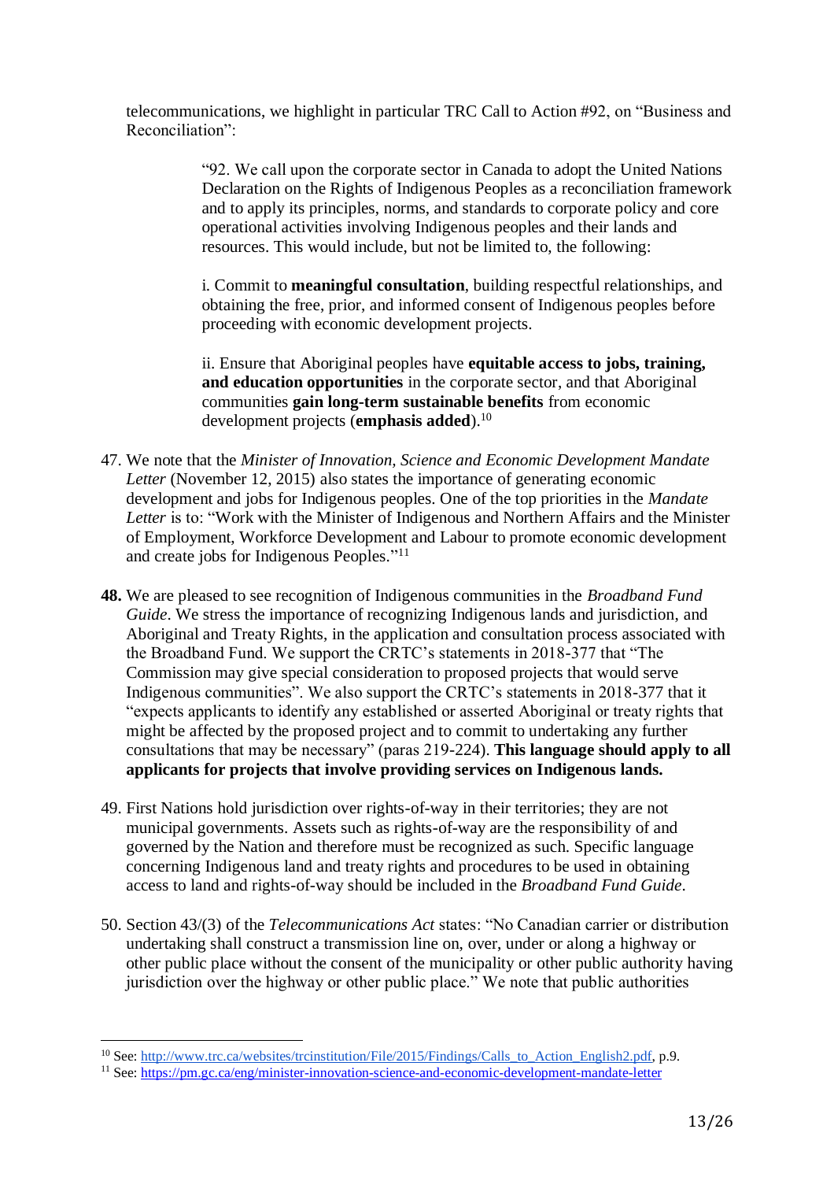telecommunications, we highlight in particular TRC Call to Action #92, on "Business and Reconciliation":

> "92. We call upon the corporate sector in Canada to adopt the United Nations Declaration on the Rights of Indigenous Peoples as a reconciliation framework and to apply its principles, norms, and standards to corporate policy and core operational activities involving Indigenous peoples and their lands and resources. This would include, but not be limited to, the following:
>
> i. Commit to **meaningful consultation**, building respectful relationships, and obtaining the free, prior, and informed consent of Indigenous peoples before proceeding with economic development projects.
>
> ii. Ensure that Aboriginal peoples have **equitable access to jobs, training, and education opportunities** in the corporate sector, and that Aboriginal communities **gain long-term sustainable benefits** from economic development projects (**emphasis added**).[10]

47. We note that the *Minister of Innovation, Science and Economic Development Mandate Letter* (November 12, 2015) also states the importance of generating economic development and jobs for Indigenous peoples. One of the top priorities in the *Mandate Letter* is to: "Work with the Minister of Indigenous and Northern Affairs and the Minister of Employment, Workforce Development and Labour to promote economic development and create jobs for Indigenous Peoples."[11]

**48.** We are pleased to see recognition of Indigenous communities in the *Broadband Fund Guide*. We stress the importance of recognizing Indigenous lands and jurisdiction, and Aboriginal and Treaty Rights, in the application and consultation process associated with the Broadband Fund. We support the CRTC's statements in 2018-377 that "The Commission may give special consideration to proposed projects that would serve Indigenous communities". We also support the CRTC's statements in 2018-377 that it "expects applicants to identify any established or asserted Aboriginal or treaty rights that might be affected by the proposed project and to commit to undertaking any further consultations that may be necessary" (paras 219-224). **This language should apply to all applicants for projects that involve providing services on Indigenous lands.**

49. First Nations hold jurisdiction over rights-of-way in their territories; they are not municipal governments. Assets such as rights-of-way are the responsibility of and governed by the Nation and therefore must be recognized as such. Specific language concerning Indigenous land and treaty rights and procedures to be used in obtaining access to land and rights-of-way should be included in the *Broadband Fund Guide*.

50. Section 43/(3) of the *Telecommunications Act* states: "No Canadian carrier or distribution undertaking shall construct a transmission line on, over, under or along a highway or other public place without the consent of the municipality or other public authority having jurisdiction over the highway or other public place." We note that public authorities

---

[10] See: http://www.trc.ca/websites/trcinstitution/File/2015/Findings/Calls_to_Action_English2.pdf, p.9.

[11] See: https://pm.gc.ca/eng/minister-innovation-science-and-economic-development-mandate-letter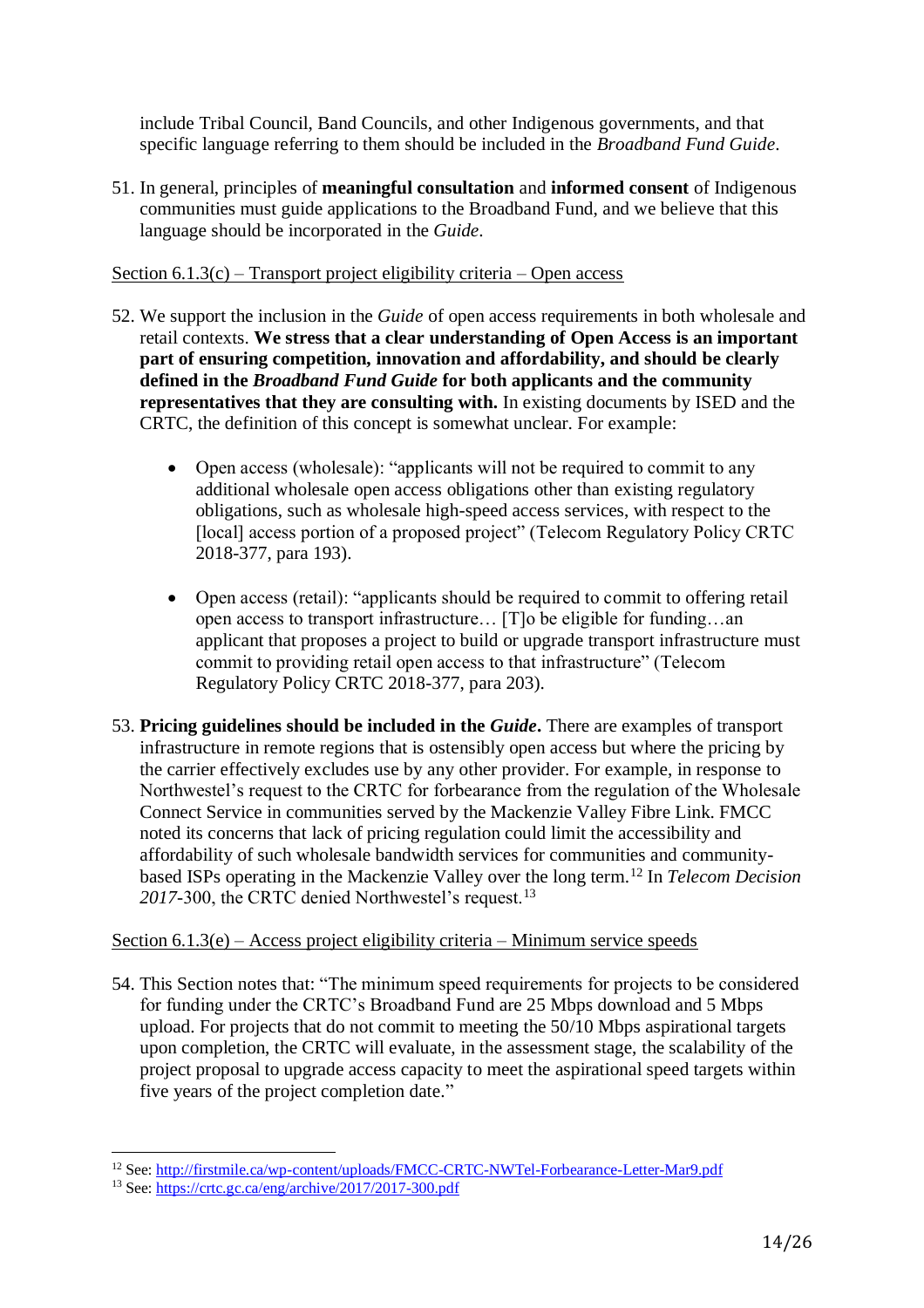include Tribal Council, Band Councils, and other Indigenous governments, and that specific language referring to them should be included in the *Broadband Fund Guide*.

51. In general, principles of **meaningful consultation** and **informed consent** of Indigenous communities must guide applications to the Broadband Fund, and we believe that this language should be incorporated in the *Guide*.

<u>Section 6.1.3(c) – Transport project eligibility criteria – Open access</u>

52. We support the inclusion in the *Guide* of open access requirements in both wholesale and retail contexts. **We stress that a clear understanding of Open Access is an important part of ensuring competition, innovation and affordability, and should be clearly defined in the *Broadband Fund Guide* for both applicants and the community representatives that they are consulting with.** In existing documents by ISED and the CRTC, the definition of this concept is somewhat unclear. For example:

   - Open access (wholesale): "applicants will not be required to commit to any additional wholesale open access obligations other than existing regulatory obligations, such as wholesale high-speed access services, with respect to the [local] access portion of a proposed project" (Telecom Regulatory Policy CRTC 2018-377, para 193).

   - Open access (retail): "applicants should be required to commit to offering retail open access to transport infrastructure… [T]o be eligible for funding…an applicant that proposes a project to build or upgrade transport infrastructure must commit to providing retail open access to that infrastructure" (Telecom Regulatory Policy CRTC 2018-377, para 203).

53. **Pricing guidelines should be included in the *Guide*.** There are examples of transport infrastructure in remote regions that is ostensibly open access but where the pricing by the carrier effectively excludes use by any other provider. For example, in response to Northwestel's request to the CRTC for forbearance from the regulation of the Wholesale Connect Service in communities served by the Mackenzie Valley Fibre Link. FMCC noted its concerns that lack of pricing regulation could limit the accessibility and affordability of such wholesale bandwidth services for communities and community-based ISPs operating in the Mackenzie Valley over the long term.[12] In *Telecom Decision 2017*-300, the CRTC denied Northwestel's request.[13]

<u>Section 6.1.3(e) – Access project eligibility criteria – Minimum service speeds</u>

54. This Section notes that: "The minimum speed requirements for projects to be considered for funding under the CRTC's Broadband Fund are 25 Mbps download and 5 Mbps upload. For projects that do not commit to meeting the 50/10 Mbps aspirational targets upon completion, the CRTC will evaluate, in the assessment stage, the scalability of the project proposal to upgrade access capacity to meet the aspirational speed targets within five years of the project completion date."

---

[12] See: http://firstmile.ca/wp-content/uploads/FMCC-CRTC-NWTel-Forbearance-Letter-Mar9.pdf

[13] See: https://crtc.gc.ca/eng/archive/2017/2017-300.pdf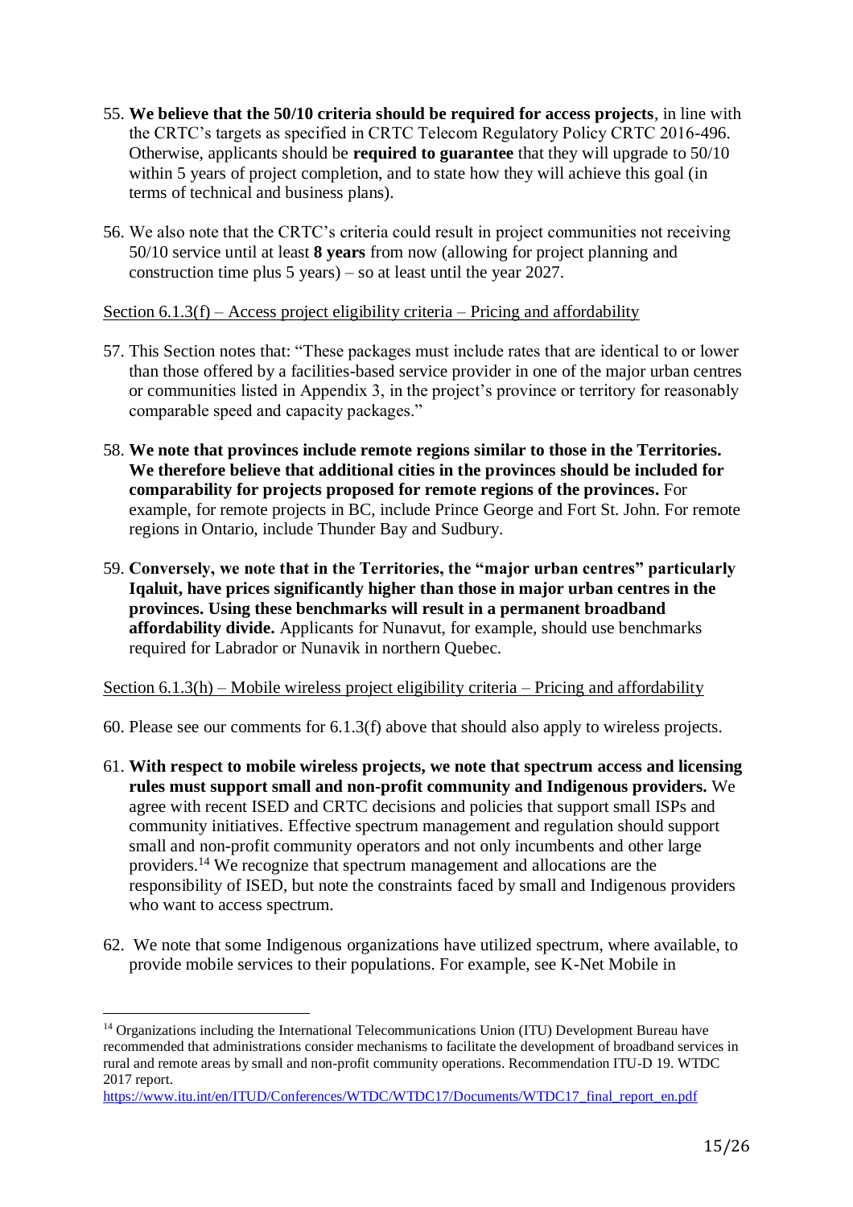55. **We believe that the 50/10 criteria should be required for access projects**, in line with the CRTC's targets as specified in CRTC Telecom Regulatory Policy CRTC 2016-496. Otherwise, applicants should be **required to guarantee** that they will upgrade to 50/10 within 5 years of project completion, and to state how they will achieve this goal (in terms of technical and business plans).

56. We also note that the CRTC's criteria could result in project communities not receiving 50/10 service until at least **8 years** from now (allowing for project planning and construction time plus 5 years) – so at least until the year 2027.

<u>Section 6.1.3(f) – Access project eligibility criteria – Pricing and affordability</u>

57. This Section notes that: "These packages must include rates that are identical to or lower than those offered by a facilities-based service provider in one of the major urban centres or communities listed in Appendix 3, in the project's province or territory for reasonably comparable speed and capacity packages."

58. **We note that provinces include remote regions similar to those in the Territories. We therefore believe that additional cities in the provinces should be included for comparability for projects proposed for remote regions of the provinces.** For example, for remote projects in BC, include Prince George and Fort St. John. For remote regions in Ontario, include Thunder Bay and Sudbury.

59. **Conversely, we note that in the Territories, the "major urban centres" particularly Iqaluit, have prices significantly higher than those in major urban centres in the provinces. Using these benchmarks will result in a permanent broadband affordability divide.** Applicants for Nunavut, for example, should use benchmarks required for Labrador or Nunavik in northern Quebec.

<u>Section 6.1.3(h) – Mobile wireless project eligibility criteria – Pricing and affordability</u>

60. Please see our comments for 6.1.3(f) above that should also apply to wireless projects.

61. **With respect to mobile wireless projects, we note that spectrum access and licensing rules must support small and non-profit community and Indigenous providers.** We agree with recent ISED and CRTC decisions and policies that support small ISPs and community initiatives. Effective spectrum management and regulation should support small and non-profit community operators and not only incumbents and other large providers.[14] We recognize that spectrum management and allocations are the responsibility of ISED, but note the constraints faced by small and Indigenous providers who want to access spectrum.

62. We note that some Indigenous organizations have utilized spectrum, where available, to provide mobile services to their populations. For example, see K-Net Mobile in

---

[14] Organizations including the International Telecommunications Union (ITU) Development Bureau have recommended that administrations consider mechanisms to facilitate the development of broadband services in rural and remote areas by small and non-profit community operations. Recommendation ITU-D 19. WTDC 2017 report.
https://www.itu.int/en/ITUD/Conferences/WTDC/WTDC17/Documents/WTDC17_final_report_en.pdf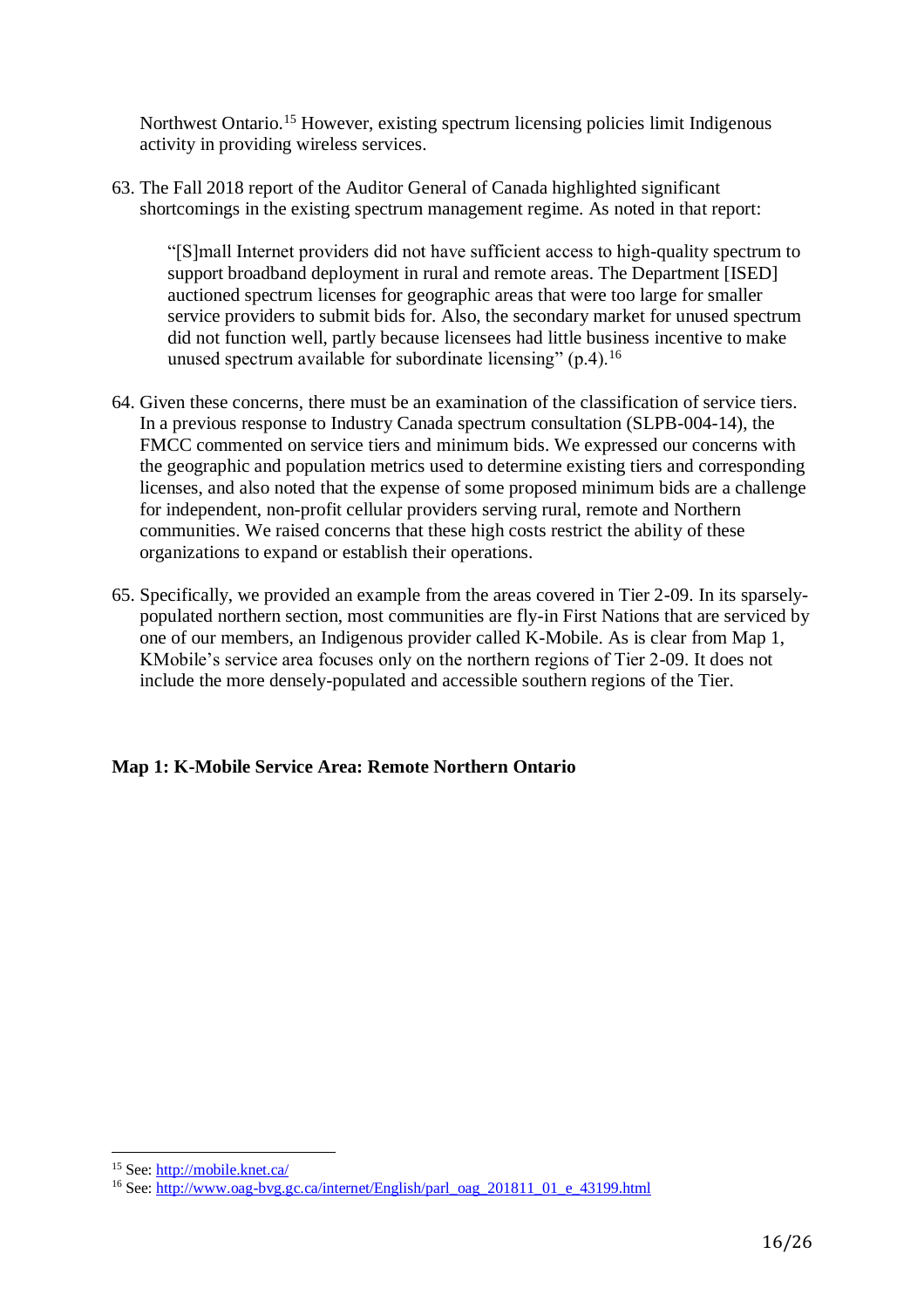Northwest Ontario.[15] However, existing spectrum licensing policies limit Indigenous activity in providing wireless services.

63. The Fall 2018 report of the Auditor General of Canada highlighted significant shortcomings in the existing spectrum management regime. As noted in that report:

> "[S]mall Internet providers did not have sufficient access to high-quality spectrum to support broadband deployment in rural and remote areas. The Department [ISED] auctioned spectrum licenses for geographic areas that were too large for smaller service providers to submit bids for. Also, the secondary market for unused spectrum did not function well, partly because licensees had little business incentive to make unused spectrum available for subordinate licensing" (p.4).[16]

64. Given these concerns, there must be an examination of the classification of service tiers. In a previous response to Industry Canada spectrum consultation (SLPB-004-14), the FMCC commented on service tiers and minimum bids. We expressed our concerns with the geographic and population metrics used to determine existing tiers and corresponding licenses, and also noted that the expense of some proposed minimum bids are a challenge for independent, non-profit cellular providers serving rural, remote and Northern communities. We raised concerns that these high costs restrict the ability of these organizations to expand or establish their operations.

65. Specifically, we provided an example from the areas covered in Tier 2-09. In its sparsely-populated northern section, most communities are fly-in First Nations that are serviced by one of our members, an Indigenous provider called K-Mobile. As is clear from Map 1, KMobile's service area focuses only on the northern regions of Tier 2-09. It does not include the more densely-populated and accessible southern regions of the Tier.

**Map 1: K-Mobile Service Area: Remote Northern Ontario**

---

[15] See: http://mobile.knet.ca/

[16] See: http://www.oag-bvg.gc.ca/internet/English/parl_oag_201811_01_e_43199.html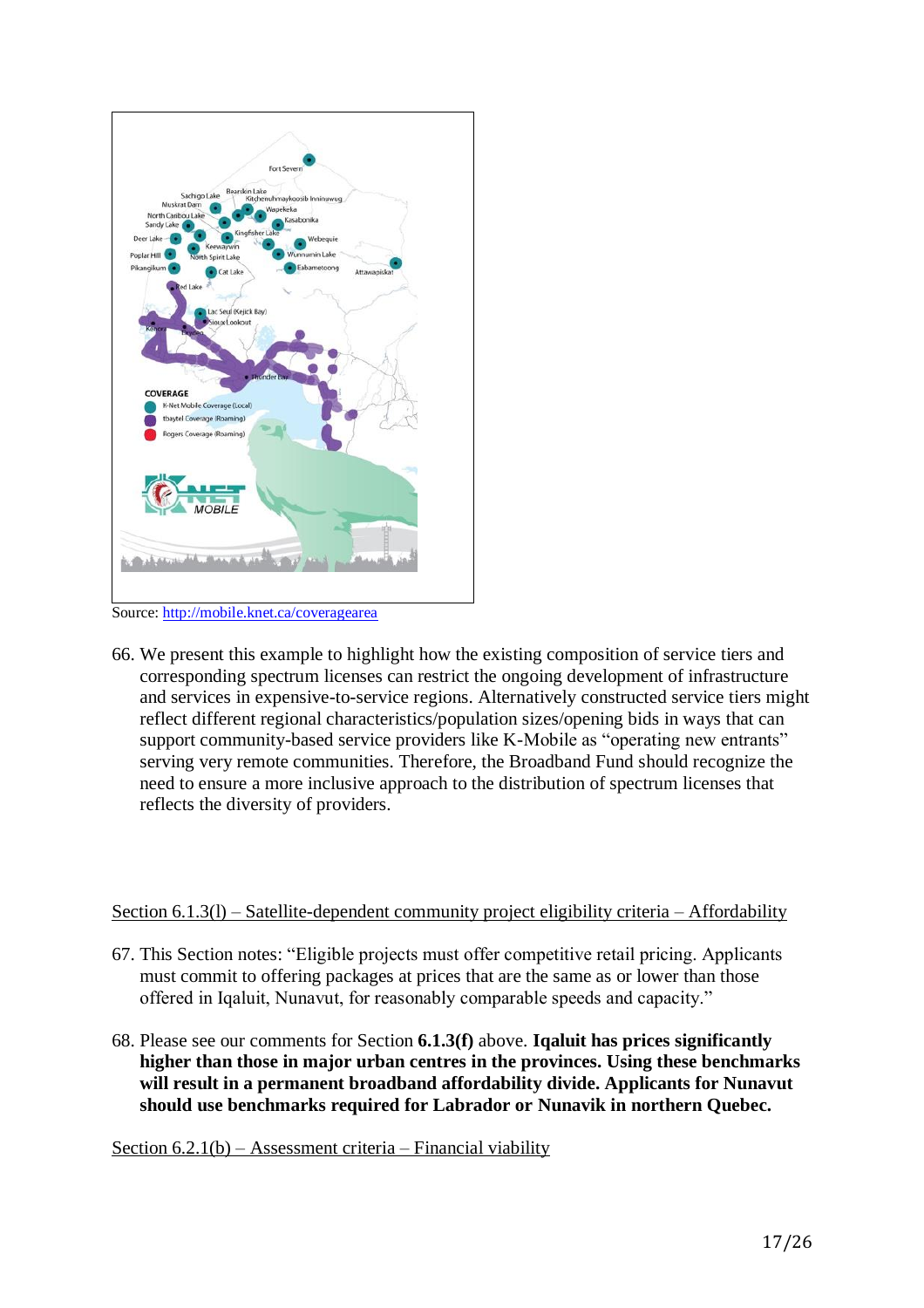Source: http://mobile.knet.ca/coveragearea

66. We present this example to highlight how the existing composition of service tiers and corresponding spectrum licenses can restrict the ongoing development of infrastructure and services in expensive-to-service regions. Alternatively constructed service tiers might reflect different regional characteristics/population sizes/opening bids in ways that can support community-based service providers like K-Mobile as "operating new entrants" serving very remote communities. Therefore, the Broadband Fund should recognize the need to ensure a more inclusive approach to the distribution of spectrum licenses that reflects the diversity of providers.

Section 6.1.3(l) – Satellite-dependent community project eligibility criteria – Affordability

67. This Section notes: "Eligible projects must offer competitive retail pricing. Applicants must commit to offering packages at prices that are the same as or lower than those offered in Iqaluit, Nunavut, for reasonably comparable speeds and capacity."

68. Please see our comments for Section **6.1.3(f)** above. **Iqaluit has prices significantly higher than those in major urban centres in the provinces. Using these benchmarks will result in a permanent broadband affordability divide. Applicants for Nunavut should use benchmarks required for Labrador or Nunavik in northern Quebec.**

Section 6.2.1(b) – Assessment criteria – Financial viability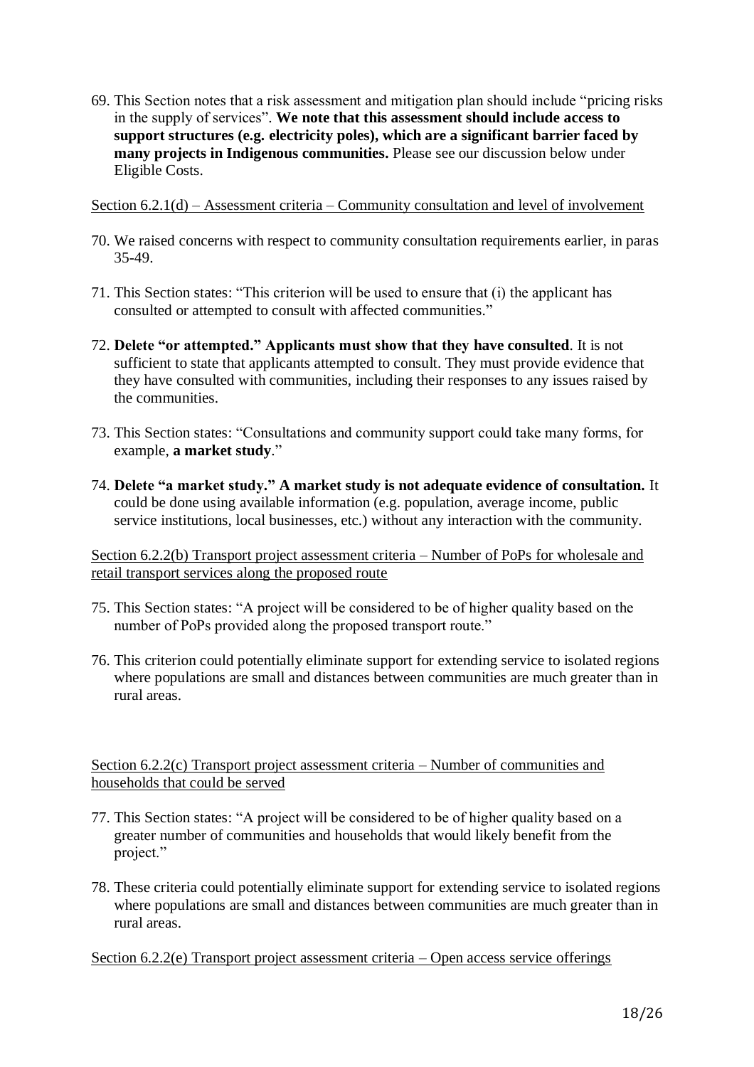69. This Section notes that a risk assessment and mitigation plan should include "pricing risks in the supply of services". **We note that this assessment should include access to support structures (e.g. electricity poles), which are a significant barrier faced by many projects in Indigenous communities.** Please see our discussion below under Eligible Costs.

<u>Section 6.2.1(d) – Assessment criteria – Community consultation and level of involvement</u>

70. We raised concerns with respect to community consultation requirements earlier, in paras 35-49.

71. This Section states: "This criterion will be used to ensure that (i) the applicant has consulted or attempted to consult with affected communities."

72. **Delete "or attempted." Applicants must show that they have consulted**. It is not sufficient to state that applicants attempted to consult. They must provide evidence that they have consulted with communities, including their responses to any issues raised by the communities.

73. This Section states: "Consultations and community support could take many forms, for example, **a market study**."

74. **Delete "a market study." A market study is not adequate evidence of consultation.** It could be done using available information (e.g. population, average income, public service institutions, local businesses, etc.) without any interaction with the community.

<u>Section 6.2.2(b) Transport project assessment criteria – Number of PoPs for wholesale and retail transport services along the proposed route</u>

75. This Section states: "A project will be considered to be of higher quality based on the number of PoPs provided along the proposed transport route."

76. This criterion could potentially eliminate support for extending service to isolated regions where populations are small and distances between communities are much greater than in rural areas.

<u>Section 6.2.2(c) Transport project assessment criteria – Number of communities and households that could be served</u>

77. This Section states: "A project will be considered to be of higher quality based on a greater number of communities and households that would likely benefit from the project."

78. These criteria could potentially eliminate support for extending service to isolated regions where populations are small and distances between communities are much greater than in rural areas.

<u>Section 6.2.2(e) Transport project assessment criteria – Open access service offerings</u>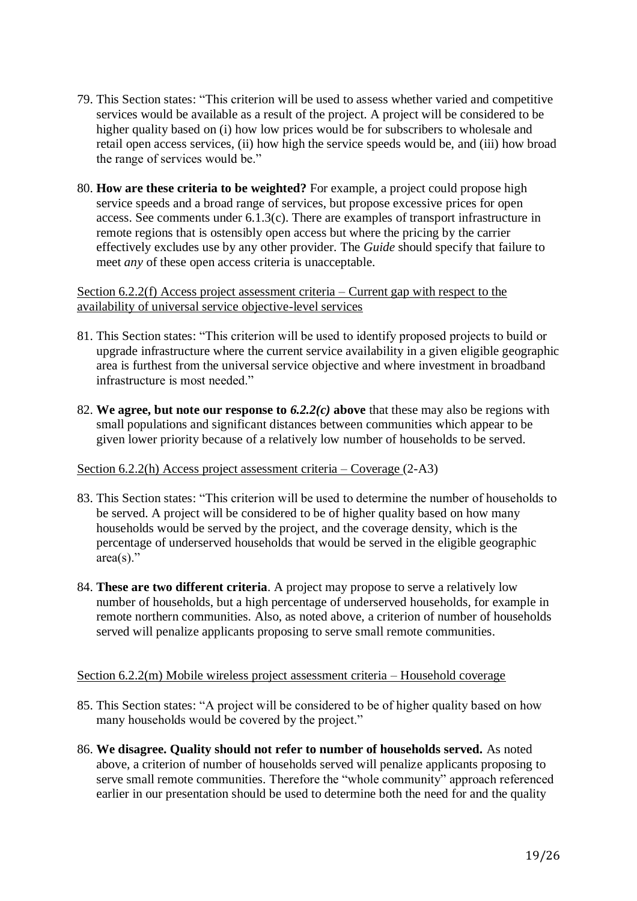79. This Section states: "This criterion will be used to assess whether varied and competitive services would be available as a result of the project. A project will be considered to be higher quality based on (i) how low prices would be for subscribers to wholesale and retail open access services, (ii) how high the service speeds would be, and (iii) how broad the range of services would be."

80. **How are these criteria to be weighted?** For example, a project could propose high service speeds and a broad range of services, but propose excessive prices for open access. See comments under 6.1.3(c). There are examples of transport infrastructure in remote regions that is ostensibly open access but where the pricing by the carrier effectively excludes use by any other provider. The *Guide* should specify that failure to meet *any* of these open access criteria is unacceptable.

<u>Section 6.2.2(f) Access project assessment criteria – Current gap with respect to the availability of universal service objective-level services</u>

81. This Section states: "This criterion will be used to identify proposed projects to build or upgrade infrastructure where the current service availability in a given eligible geographic area is furthest from the universal service objective and where investment in broadband infrastructure is most needed."

82. **We agree, but note our response to *6.2.2(c)* above** that these may also be regions with small populations and significant distances between communities which appear to be given lower priority because of a relatively low number of households to be served.

<u>Section 6.2.2(h) Access project assessment criteria – Coverage</u> (2-A3)

83. This Section states: "This criterion will be used to determine the number of households to be served. A project will be considered to be of higher quality based on how many households would be served by the project, and the coverage density, which is the percentage of underserved households that would be served in the eligible geographic area(s)."

84. **These are two different criteria**. A project may propose to serve a relatively low number of households, but a high percentage of underserved households, for example in remote northern communities. Also, as noted above, a criterion of number of households served will penalize applicants proposing to serve small remote communities.

<u>Section 6.2.2(m) Mobile wireless project assessment criteria – Household coverage</u>

85. This Section states: "A project will be considered to be of higher quality based on how many households would be covered by the project."

86. **We disagree. Quality should not refer to number of households served.** As noted above, a criterion of number of households served will penalize applicants proposing to serve small remote communities. Therefore the "whole community" approach referenced earlier in our presentation should be used to determine both the need for and the quality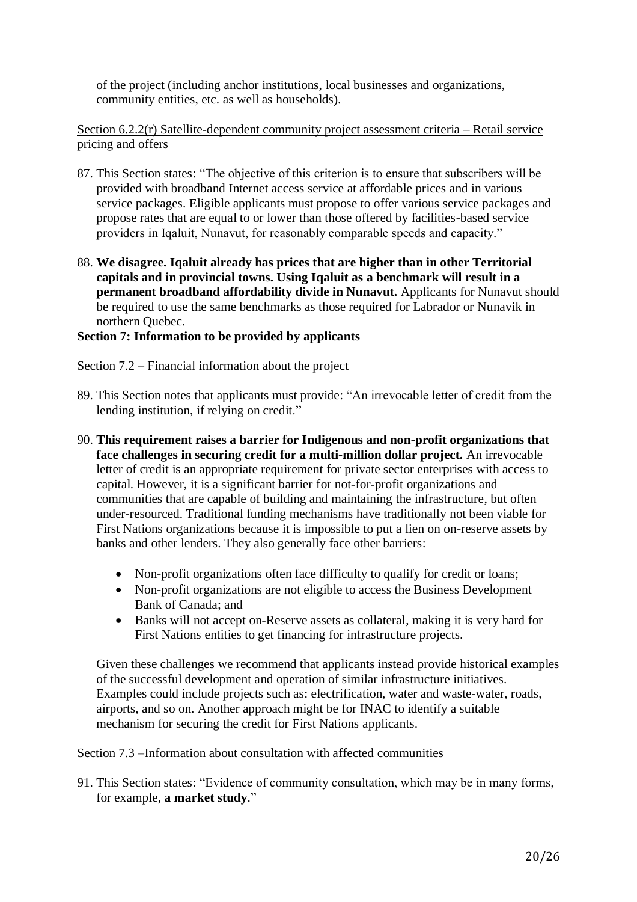of the project (including anchor institutions, local businesses and organizations, community entities, etc. as well as households).

Section 6.2.2(r) Satellite-dependent community project assessment criteria – Retail service pricing and offers

87. This Section states: "The objective of this criterion is to ensure that subscribers will be provided with broadband Internet access service at affordable prices and in various service packages. Eligible applicants must propose to offer various service packages and propose rates that are equal to or lower than those offered by facilities-based service providers in Iqaluit, Nunavut, for reasonably comparable speeds and capacity."

88. **We disagree. Iqaluit already has prices that are higher than in other Territorial capitals and in provincial towns. Using Iqaluit as a benchmark will result in a permanent broadband affordability divide in Nunavut.** Applicants for Nunavut should be required to use the same benchmarks as those required for Labrador or Nunavik in northern Quebec.

**Section 7: Information to be provided by applicants**

Section 7.2 – Financial information about the project

89. This Section notes that applicants must provide: "An irrevocable letter of credit from the lending institution, if relying on credit."

90. **This requirement raises a barrier for Indigenous and non-profit organizations that face challenges in securing credit for a multi-million dollar project.** An irrevocable letter of credit is an appropriate requirement for private sector enterprises with access to capital. However, it is a significant barrier for not-for-profit organizations and communities that are capable of building and maintaining the infrastructure, but often under-resourced. Traditional funding mechanisms have traditionally not been viable for First Nations organizations because it is impossible to put a lien on on-reserve assets by banks and other lenders. They also generally face other barriers:

    - Non-profit organizations often face difficulty to qualify for credit or loans;
    - Non-profit organizations are not eligible to access the Business Development Bank of Canada; and
    - Banks will not accept on-Reserve assets as collateral, making it is very hard for First Nations entities to get financing for infrastructure projects.

    Given these challenges we recommend that applicants instead provide historical examples of the successful development and operation of similar infrastructure initiatives. Examples could include projects such as: electrification, water and waste-water, roads, airports, and so on. Another approach might be for INAC to identify a suitable mechanism for securing the credit for First Nations applicants.

Section 7.3 –Information about consultation with affected communities

91. This Section states: "Evidence of community consultation, which may be in many forms, for example, **a market study**."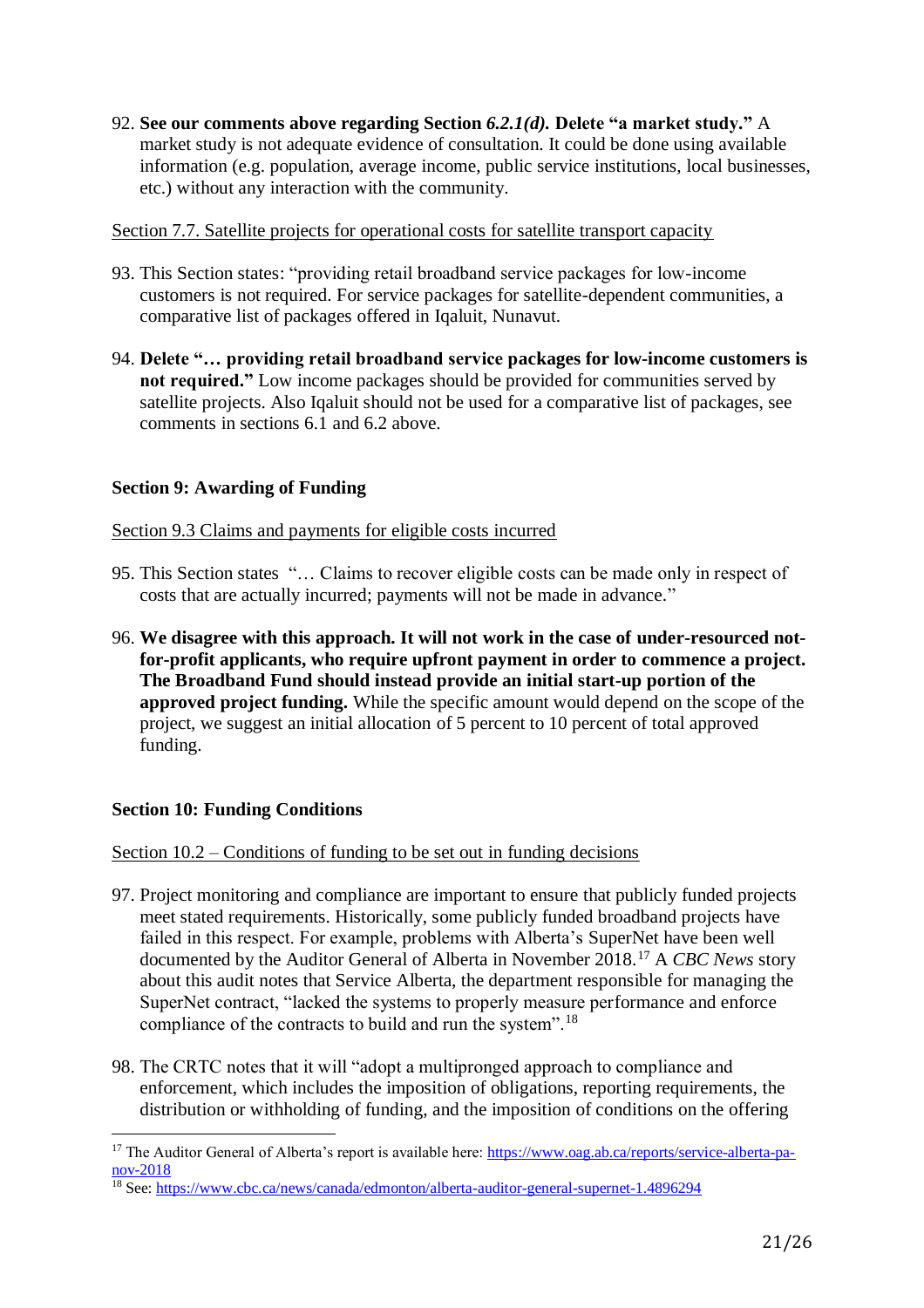92. **See our comments above regarding Section *6.2.1(d).* Delete "a market study."** A market study is not adequate evidence of consultation. It could be done using available information (e.g. population, average income, public service institutions, local businesses, etc.) without any interaction with the community.

Section 7.7. Satellite projects for operational costs for satellite transport capacity

93. This Section states: "providing retail broadband service packages for low-income customers is not required. For service packages for satellite-dependent communities, a comparative list of packages offered in Iqaluit, Nunavut.

94. **Delete "… providing retail broadband service packages for low-income customers is not required."** Low income packages should be provided for communities served by satellite projects. Also Iqaluit should not be used for a comparative list of packages, see comments in sections 6.1 and 6.2 above.

**Section 9: Awarding of Funding**

Section 9.3 Claims and payments for eligible costs incurred

95. This Section states "… Claims to recover eligible costs can be made only in respect of costs that are actually incurred; payments will not be made in advance."

96. **We disagree with this approach. It will not work in the case of under-resourced not-for-profit applicants, who require upfront payment in order to commence a project. The Broadband Fund should instead provide an initial start-up portion of the approved project funding.** While the specific amount would depend on the scope of the project, we suggest an initial allocation of 5 percent to 10 percent of total approved funding.

**Section 10: Funding Conditions**

Section 10.2 – Conditions of funding to be set out in funding decisions

97. Project monitoring and compliance are important to ensure that publicly funded projects meet stated requirements. Historically, some publicly funded broadband projects have failed in this respect. For example, problems with Alberta's SuperNet have been well documented by the Auditor General of Alberta in November 2018.[17] A *CBC News* story about this audit notes that Service Alberta, the department responsible for managing the SuperNet contract, "lacked the systems to properly measure performance and enforce compliance of the contracts to build and run the system".[18]

98. The CRTC notes that it will "adopt a multipronged approach to compliance and enforcement, which includes the imposition of obligations, reporting requirements, the distribution or withholding of funding, and the imposition of conditions on the offering

[17] The Auditor General of Alberta's report is available here: https://www.oag.ab.ca/reports/service-alberta-pa-nov-2018

[18] See: https://www.cbc.ca/news/canada/edmonton/alberta-auditor-general-supernet-1.4896294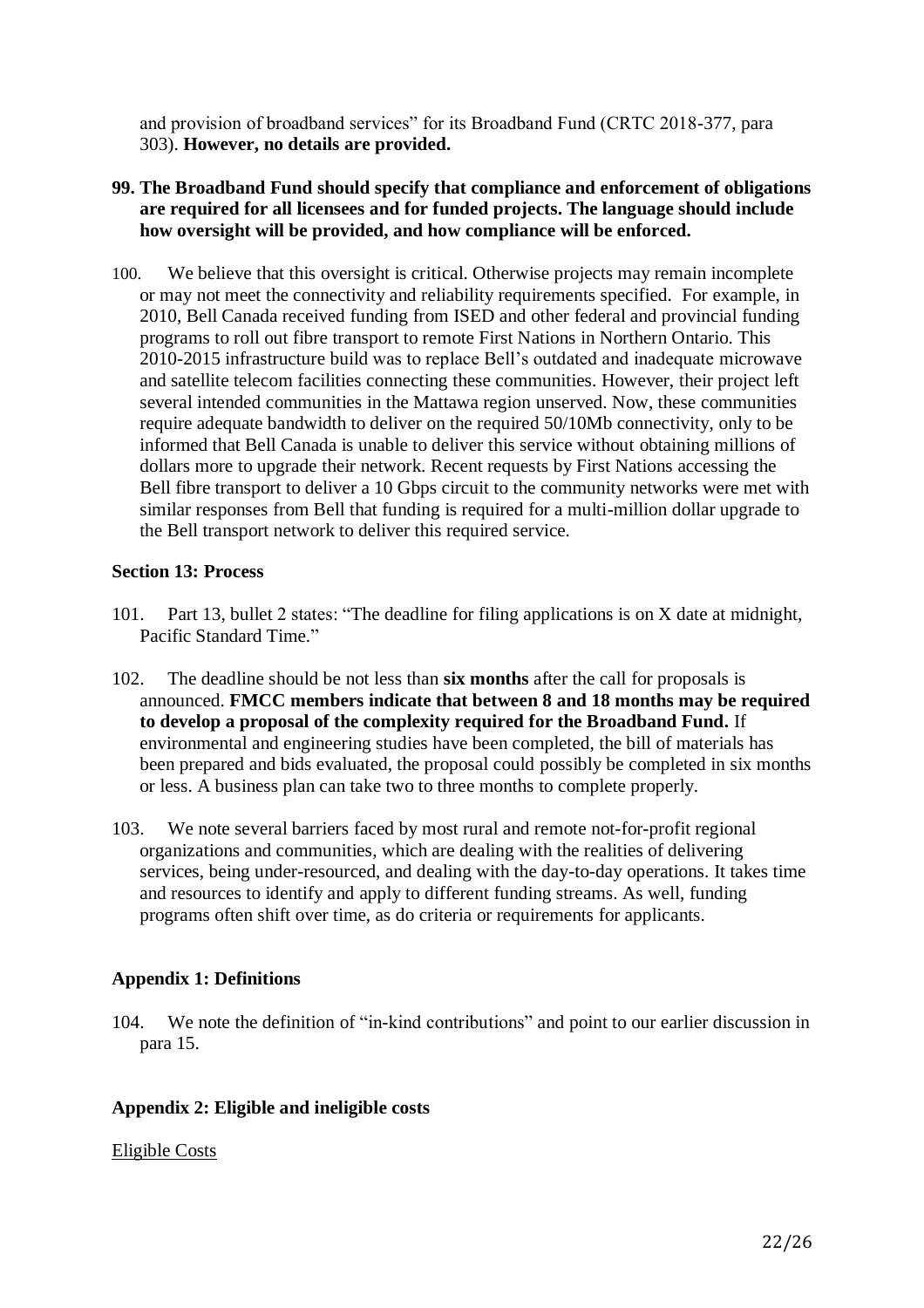and provision of broadband services" for its Broadband Fund (CRTC 2018-377, para 303). **However, no details are provided.**

**99. The Broadband Fund should specify that compliance and enforcement of obligations are required for all licensees and for funded projects. The language should include how oversight will be provided, and how compliance will be enforced.**

100. We believe that this oversight is critical. Otherwise projects may remain incomplete or may not meet the connectivity and reliability requirements specified. For example, in 2010, Bell Canada received funding from ISED and other federal and provincial funding programs to roll out fibre transport to remote First Nations in Northern Ontario. This 2010-2015 infrastructure build was to replace Bell's outdated and inadequate microwave and satellite telecom facilities connecting these communities. However, their project left several intended communities in the Mattawa region unserved. Now, these communities require adequate bandwidth to deliver on the required 50/10Mb connectivity, only to be informed that Bell Canada is unable to deliver this service without obtaining millions of dollars more to upgrade their network. Recent requests by First Nations accessing the Bell fibre transport to deliver a 10 Gbps circuit to the community networks were met with similar responses from Bell that funding is required for a multi-million dollar upgrade to the Bell transport network to deliver this required service.

### Section 13: Process

101. Part 13, bullet 2 states: "The deadline for filing applications is on X date at midnight, Pacific Standard Time."

102. The deadline should be not less than **six months** after the call for proposals is announced. **FMCC members indicate that between 8 and 18 months may be required to develop a proposal of the complexity required for the Broadband Fund.** If environmental and engineering studies have been completed, the bill of materials has been prepared and bids evaluated, the proposal could possibly be completed in six months or less. A business plan can take two to three months to complete properly.

103. We note several barriers faced by most rural and remote not-for-profit regional organizations and communities, which are dealing with the realities of delivering services, being under-resourced, and dealing with the day-to-day operations. It takes time and resources to identify and apply to different funding streams. As well, funding programs often shift over time, as do criteria or requirements for applicants.

### Appendix 1: Definitions

104. We note the definition of "in-kind contributions" and point to our earlier discussion in para 15.

### Appendix 2: Eligible and ineligible costs

<u>Eligible Costs</u>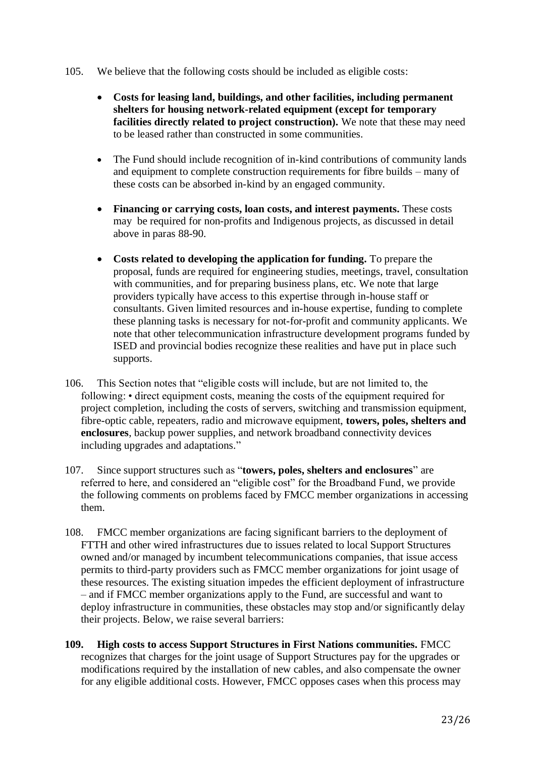105. We believe that the following costs should be included as eligible costs:

- **Costs for leasing land, buildings, and other facilities, including permanent shelters for housing network-related equipment (except for temporary facilities directly related to project construction).** We note that these may need to be leased rather than constructed in some communities.

- The Fund should include recognition of in-kind contributions of community lands and equipment to complete construction requirements for fibre builds – many of these costs can be absorbed in-kind by an engaged community.

- **Financing or carrying costs, loan costs, and interest payments.** These costs may be required for non-profits and Indigenous projects, as discussed in detail above in paras 88-90.

- **Costs related to developing the application for funding.** To prepare the proposal, funds are required for engineering studies, meetings, travel, consultation with communities, and for preparing business plans, etc. We note that large providers typically have access to this expertise through in-house staff or consultants. Given limited resources and in-house expertise, funding to complete these planning tasks is necessary for not-for-profit and community applicants. We note that other telecommunication infrastructure development programs funded by ISED and provincial bodies recognize these realities and have put in place such supports.

106. This Section notes that "eligible costs will include, but are not limited to, the following: • direct equipment costs, meaning the costs of the equipment required for project completion, including the costs of servers, switching and transmission equipment, fibre-optic cable, repeaters, radio and microwave equipment, **towers, poles, shelters and enclosures**, backup power supplies, and network broadband connectivity devices including upgrades and adaptations."

107. Since support structures such as "**towers, poles, shelters and enclosures**" are referred to here, and considered an "eligible cost" for the Broadband Fund, we provide the following comments on problems faced by FMCC member organizations in accessing them.

108. FMCC member organizations are facing significant barriers to the deployment of FTTH and other wired infrastructures due to issues related to local Support Structures owned and/or managed by incumbent telecommunications companies, that issue access permits to third-party providers such as FMCC member organizations for joint usage of these resources. The existing situation impedes the efficient deployment of infrastructure – and if FMCC member organizations apply to the Fund, are successful and want to deploy infrastructure in communities, these obstacles may stop and/or significantly delay their projects. Below, we raise several barriers:

**109. High costs to access Support Structures in First Nations communities.** FMCC recognizes that charges for the joint usage of Support Structures pay for the upgrades or modifications required by the installation of new cables, and also compensate the owner for any eligible additional costs. However, FMCC opposes cases when this process may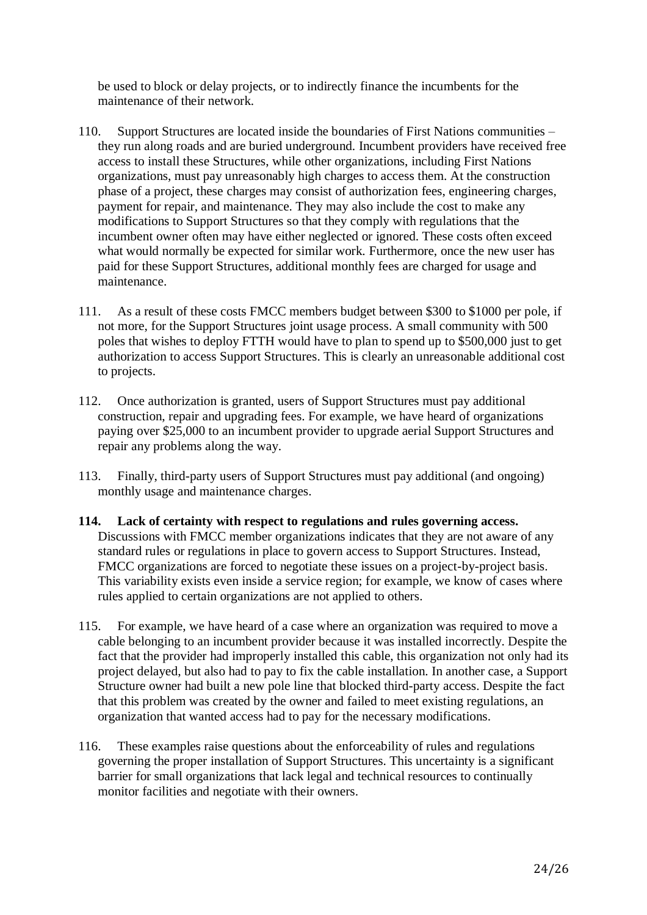be used to block or delay projects, or to indirectly finance the incumbents for the maintenance of their network.

110. Support Structures are located inside the boundaries of First Nations communities – they run along roads and are buried underground. Incumbent providers have received free access to install these Structures, while other organizations, including First Nations organizations, must pay unreasonably high charges to access them. At the construction phase of a project, these charges may consist of authorization fees, engineering charges, payment for repair, and maintenance. They may also include the cost to make any modifications to Support Structures so that they comply with regulations that the incumbent owner often may have either neglected or ignored. These costs often exceed what would normally be expected for similar work. Furthermore, once the new user has paid for these Support Structures, additional monthly fees are charged for usage and maintenance.

111. As a result of these costs FMCC members budget between $300 to $1000 per pole, if not more, for the Support Structures joint usage process. A small community with 500 poles that wishes to deploy FTTH would have to plan to spend up to $500,000 just to get authorization to access Support Structures. This is clearly an unreasonable additional cost to projects.

112. Once authorization is granted, users of Support Structures must pay additional construction, repair and upgrading fees. For example, we have heard of organizations paying over $25,000 to an incumbent provider to upgrade aerial Support Structures and repair any problems along the way.

113. Finally, third-party users of Support Structures must pay additional (and ongoing) monthly usage and maintenance charges.

**114. Lack of certainty with respect to regulations and rules governing access.** Discussions with FMCC member organizations indicates that they are not aware of any standard rules or regulations in place to govern access to Support Structures. Instead, FMCC organizations are forced to negotiate these issues on a project-by-project basis. This variability exists even inside a service region; for example, we know of cases where rules applied to certain organizations are not applied to others.

115. For example, we have heard of a case where an organization was required to move a cable belonging to an incumbent provider because it was installed incorrectly. Despite the fact that the provider had improperly installed this cable, this organization not only had its project delayed, but also had to pay to fix the cable installation. In another case, a Support Structure owner had built a new pole line that blocked third-party access. Despite the fact that this problem was created by the owner and failed to meet existing regulations, an organization that wanted access had to pay for the necessary modifications.

116. These examples raise questions about the enforceability of rules and regulations governing the proper installation of Support Structures. This uncertainty is a significant barrier for small organizations that lack legal and technical resources to continually monitor facilities and negotiate with their owners.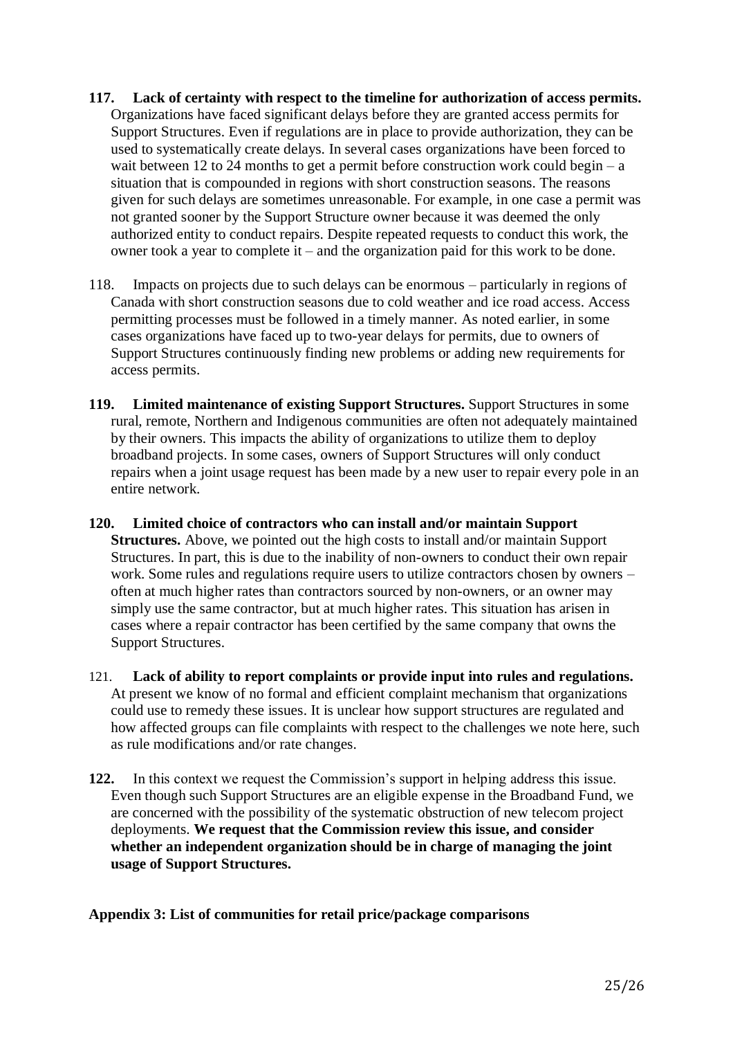**117. Lack of certainty with respect to the timeline for authorization of access permits.** Organizations have faced significant delays before they are granted access permits for Support Structures. Even if regulations are in place to provide authorization, they can be used to systematically create delays. In several cases organizations have been forced to wait between 12 to 24 months to get a permit before construction work could begin – a situation that is compounded in regions with short construction seasons. The reasons given for such delays are sometimes unreasonable. For example, in one case a permit was not granted sooner by the Support Structure owner because it was deemed the only authorized entity to conduct repairs. Despite repeated requests to conduct this work, the owner took a year to complete it – and the organization paid for this work to be done.

118. Impacts on projects due to such delays can be enormous – particularly in regions of Canada with short construction seasons due to cold weather and ice road access. Access permitting processes must be followed in a timely manner. As noted earlier, in some cases organizations have faced up to two-year delays for permits, due to owners of Support Structures continuously finding new problems or adding new requirements for access permits.

**119. Limited maintenance of existing Support Structures.** Support Structures in some rural, remote, Northern and Indigenous communities are often not adequately maintained by their owners. This impacts the ability of organizations to utilize them to deploy broadband projects. In some cases, owners of Support Structures will only conduct repairs when a joint usage request has been made by a new user to repair every pole in an entire network.

**120. Limited choice of contractors who can install and/or maintain Support Structures.** Above, we pointed out the high costs to install and/or maintain Support Structures. In part, this is due to the inability of non-owners to conduct their own repair work. Some rules and regulations require users to utilize contractors chosen by owners – often at much higher rates than contractors sourced by non-owners, or an owner may simply use the same contractor, but at much higher rates. This situation has arisen in cases where a repair contractor has been certified by the same company that owns the Support Structures.

121. **Lack of ability to report complaints or provide input into rules and regulations.** At present we know of no formal and efficient complaint mechanism that organizations could use to remedy these issues. It is unclear how support structures are regulated and how affected groups can file complaints with respect to the challenges we note here, such as rule modifications and/or rate changes.

**122.** In this context we request the Commission's support in helping address this issue. Even though such Support Structures are an eligible expense in the Broadband Fund, we are concerned with the possibility of the systematic obstruction of new telecom project deployments. **We request that the Commission review this issue, and consider whether an independent organization should be in charge of managing the joint usage of Support Structures.**

**Appendix 3: List of communities for retail price/package comparisons**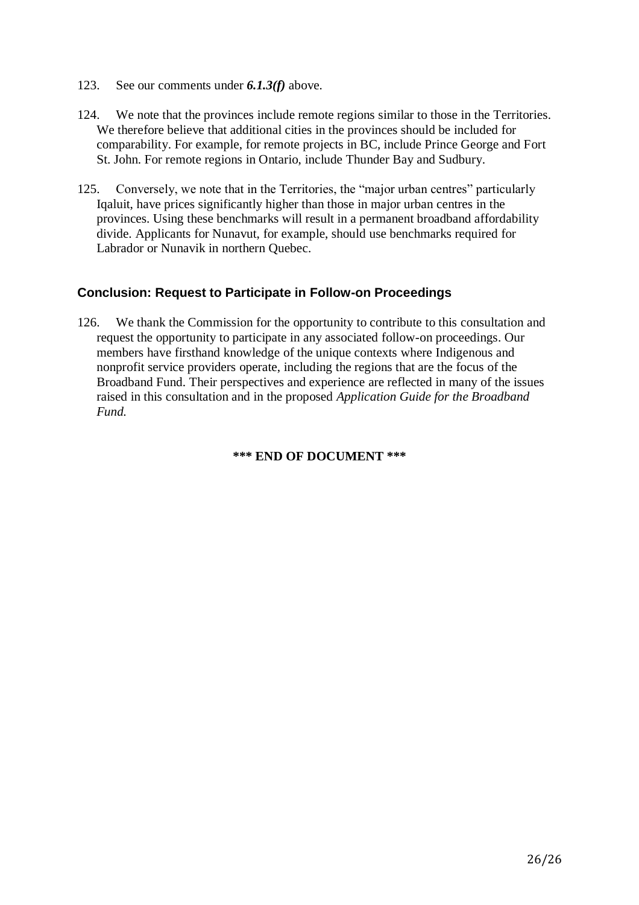123. See our comments under ***6.1.3(f)*** above.

124. We note that the provinces include remote regions similar to those in the Territories. We therefore believe that additional cities in the provinces should be included for comparability. For example, for remote projects in BC, include Prince George and Fort St. John. For remote regions in Ontario, include Thunder Bay and Sudbury.

125. Conversely, we note that in the Territories, the "major urban centres" particularly Iqaluit, have prices significantly higher than those in major urban centres in the provinces. Using these benchmarks will result in a permanent broadband affordability divide. Applicants for Nunavut, for example, should use benchmarks required for Labrador or Nunavik in northern Quebec.

## Conclusion: Request to Participate in Follow-on Proceedings

126. We thank the Commission for the opportunity to contribute to this consultation and request the opportunity to participate in any associated follow-on proceedings. Our members have firsthand knowledge of the unique contexts where Indigenous and nonprofit service providers operate, including the regions that are the focus of the Broadband Fund. Their perspectives and experience are reflected in many of the issues raised in this consultation and in the proposed *Application Guide for the Broadband Fund.*

**\*\*\* END OF DOCUMENT \*\*\***